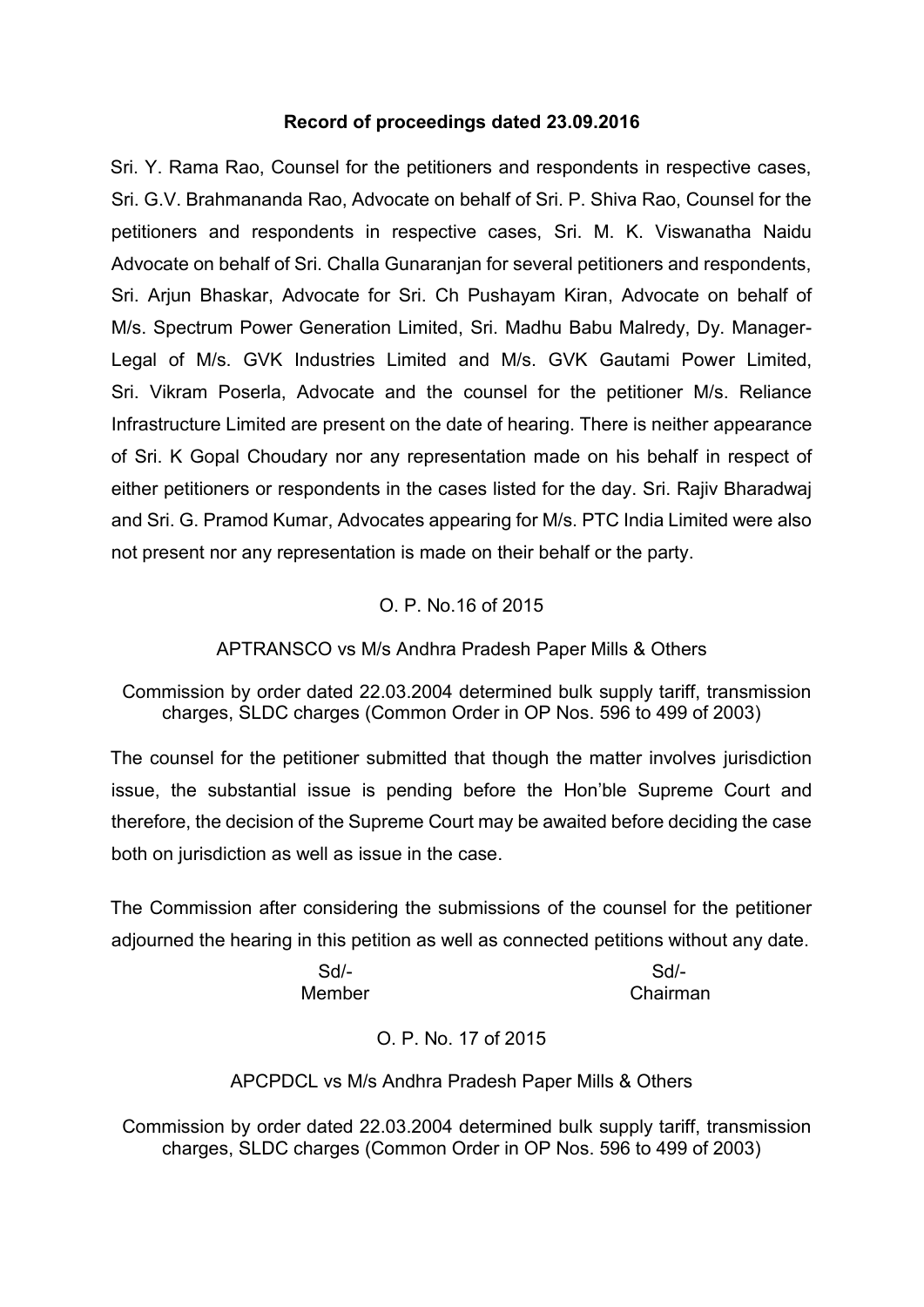**Record of proceedings dated 23.09.2016**

Sri. Y. Rama Rao, Counsel for the petitioners and respondents in respective cases, Sri. G.V. Brahmananda Rao, Advocate on behalf of Sri. P. Shiva Rao, Counsel for the petitioners and respondents in respective cases, Sri. M. K. Viswanatha Naidu Advocate on behalf of Sri. Challa Gunaranjan for several petitioners and respondents, Sri. Arjun Bhaskar, Advocate for Sri. Ch Pushayam Kiran, Advocate on behalf of M/s. Spectrum Power Generation Limited, Sri. Madhu Babu Malredy, Dy. Manager-Legal of M/s. GVK Industries Limited and M/s. GVK Gautami Power Limited, Sri. Vikram Poserla, Advocate and the counsel for the petitioner M/s. Reliance Infrastructure Limited are present on the date of hearing. There is neither appearance of Sri. K Gopal Choudary nor any representation made on his behalf in respect of either petitioners or respondents in the cases listed for the day. Sri. Rajiv Bharadwaj and Sri. G. Pramod Kumar, Advocates appearing for M/s. PTC India Limited were also not present nor any representation is made on their behalf or the party.

O. P. No.16 of 2015

APTRANSCO vs M/s Andhra Pradesh Paper Mills & Others

Commission by order dated 22.03.2004 determined bulk supply tariff, transmission charges, SLDC charges (Common Order in OP Nos. 596 to 499 of 2003)

The counsel for the petitioner submitted that though the matter involves jurisdiction issue, the substantial issue is pending before the Hon'ble Supreme Court and therefore, the decision of the Supreme Court may be awaited before deciding the case both on jurisdiction as well as issue in the case.

The Commission after considering the submissions of the counsel for the petitioner adjourned the hearing in this petition as well as connected petitions without any date.

| Sd/- | Sd/- |
|---|---|
| Member | Chairman |

O. P. No. 17 of 2015

APCPDCL vs M/s Andhra Pradesh Paper Mills & Others

Commission by order dated 22.03.2004 determined bulk supply tariff, transmission charges, SLDC charges (Common Order in OP Nos. 596 to 499 of 2003)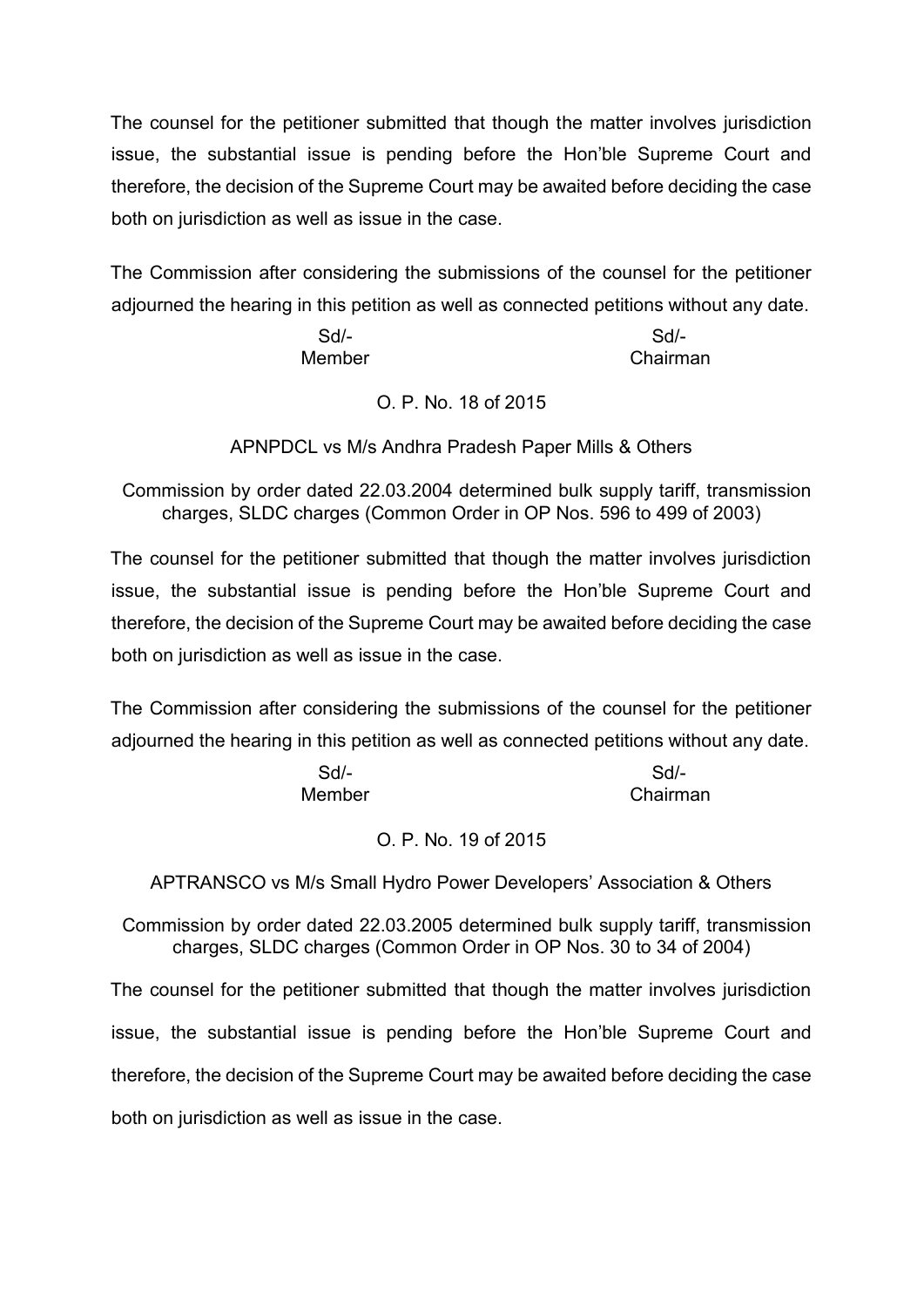The counsel for the petitioner submitted that though the matter involves jurisdiction issue, the substantial issue is pending before the Hon'ble Supreme Court and therefore, the decision of the Supreme Court may be awaited before deciding the case both on jurisdiction as well as issue in the case.

The Commission after considering the submissions of the counsel for the petitioner adjourned the hearing in this petition as well as connected petitions without any date.

| Sd/- | Sd/- |
|---|---|
| Member | Chairman |

O. P. No. 18 of 2015

APNPDCL vs M/s Andhra Pradesh Paper Mills & Others

Commission by order dated 22.03.2004 determined bulk supply tariff, transmission charges, SLDC charges (Common Order in OP Nos. 596 to 499 of 2003)

The counsel for the petitioner submitted that though the matter involves jurisdiction issue, the substantial issue is pending before the Hon'ble Supreme Court and therefore, the decision of the Supreme Court may be awaited before deciding the case both on jurisdiction as well as issue in the case.

The Commission after considering the submissions of the counsel for the petitioner adjourned the hearing in this petition as well as connected petitions without any date.

| Sd/- | Sd/- |
|---|---|
| Member | Chairman |

O. P. No. 19 of 2015

APTRANSCO vs M/s Small Hydro Power Developers' Association & Others

Commission by order dated 22.03.2005 determined bulk supply tariff, transmission charges, SLDC charges (Common Order in OP Nos. 30 to 34 of 2004)

The counsel for the petitioner submitted that though the matter involves jurisdiction issue, the substantial issue is pending before the Hon'ble Supreme Court and therefore, the decision of the Supreme Court may be awaited before deciding the case both on jurisdiction as well as issue in the case.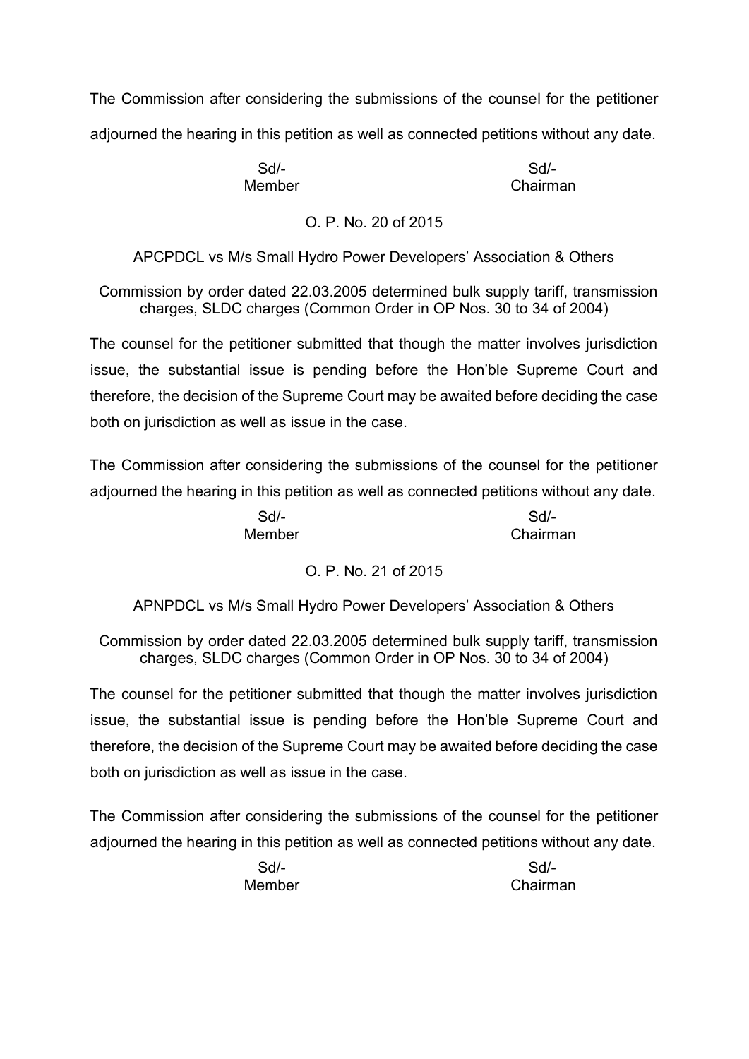The Commission after considering the submissions of the counsel for the petitioner adjourned the hearing in this petition as well as connected petitions without any date.

| Sd/- | Sd/- |
|---|---|
| Member | Chairman |

O. P. No. 20 of 2015

APCPDCL vs M/s Small Hydro Power Developers' Association & Others

Commission by order dated 22.03.2005 determined bulk supply tariff, transmission charges, SLDC charges (Common Order in OP Nos. 30 to 34 of 2004)

The counsel for the petitioner submitted that though the matter involves jurisdiction issue, the substantial issue is pending before the Hon'ble Supreme Court and therefore, the decision of the Supreme Court may be awaited before deciding the case both on jurisdiction as well as issue in the case.

The Commission after considering the submissions of the counsel for the petitioner adjourned the hearing in this petition as well as connected petitions without any date.

| Sd/- | Sd/- |
|---|---|
| Member | Chairman |

O. P. No. 21 of 2015

APNPDCL vs M/s Small Hydro Power Developers' Association & Others

Commission by order dated 22.03.2005 determined bulk supply tariff, transmission charges, SLDC charges (Common Order in OP Nos. 30 to 34 of 2004)

The counsel for the petitioner submitted that though the matter involves jurisdiction issue, the substantial issue is pending before the Hon'ble Supreme Court and therefore, the decision of the Supreme Court may be awaited before deciding the case both on jurisdiction as well as issue in the case.

The Commission after considering the submissions of the counsel for the petitioner adjourned the hearing in this petition as well as connected petitions without any date.

| Sd/- | Sd/- |
|---|---|
| Member | Chairman |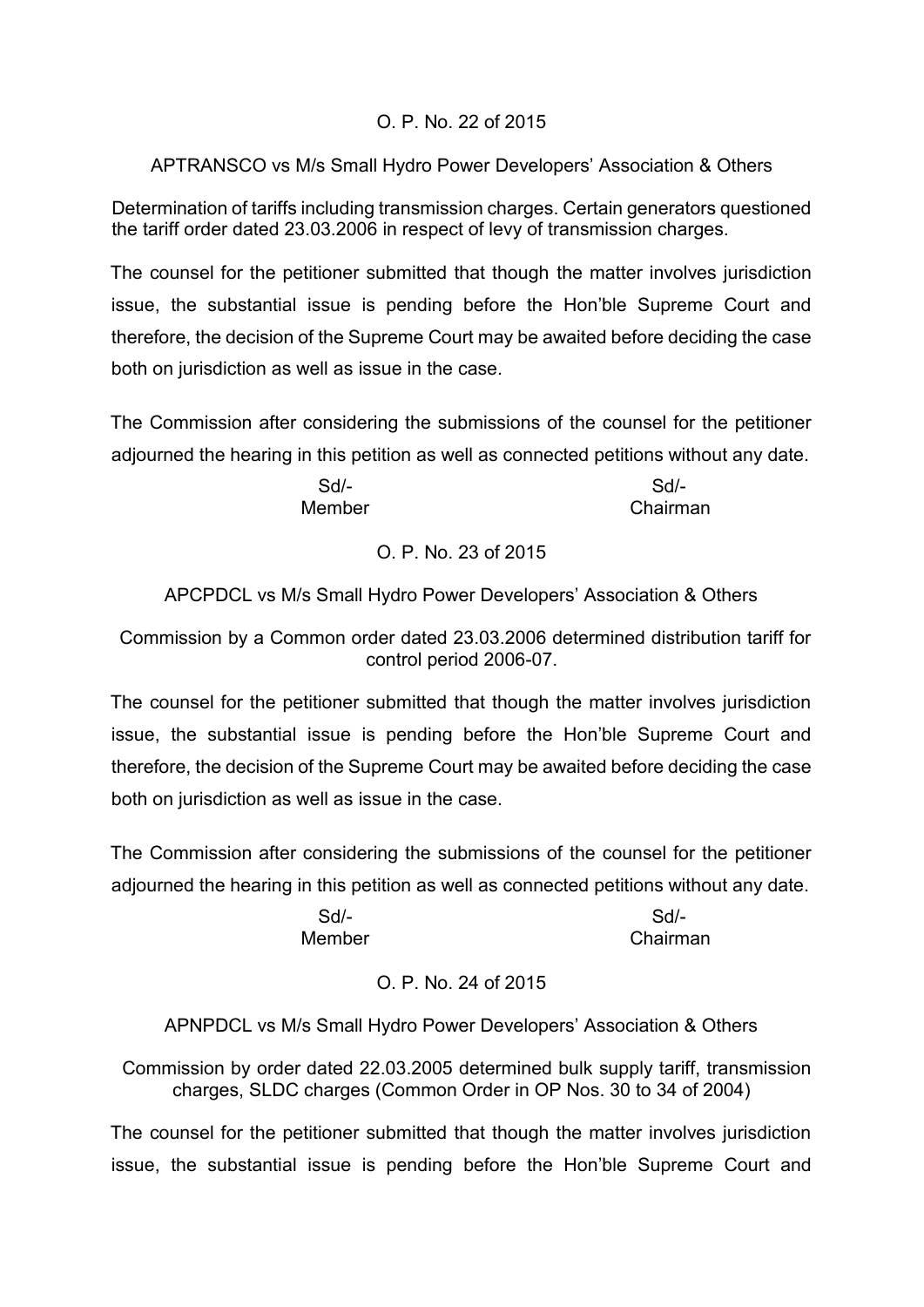O. P. No. 22 of 2015

APTRANSCO vs M/s Small Hydro Power Developers' Association & Others

Determination of tariffs including transmission charges. Certain generators questioned the tariff order dated 23.03.2006 in respect of levy of transmission charges.

The counsel for the petitioner submitted that though the matter involves jurisdiction issue, the substantial issue is pending before the Hon'ble Supreme Court and therefore, the decision of the Supreme Court may be awaited before deciding the case both on jurisdiction as well as issue in the case.

The Commission after considering the submissions of the counsel for the petitioner adjourned the hearing in this petition as well as connected petitions without any date.

| Sd/- | Sd/- |
|---|---|
| Member | Chairman |

O. P. No. 23 of 2015

APCPDCL vs M/s Small Hydro Power Developers' Association & Others

Commission by a Common order dated 23.03.2006 determined distribution tariff for control period 2006-07.

The counsel for the petitioner submitted that though the matter involves jurisdiction issue, the substantial issue is pending before the Hon'ble Supreme Court and therefore, the decision of the Supreme Court may be awaited before deciding the case both on jurisdiction as well as issue in the case.

The Commission after considering the submissions of the counsel for the petitioner adjourned the hearing in this petition as well as connected petitions without any date.

| Sd/- | Sd/- |
|---|---|
| Member | Chairman |

O. P. No. 24 of 2015

APNPDCL vs M/s Small Hydro Power Developers' Association & Others

Commission by order dated 22.03.2005 determined bulk supply tariff, transmission charges, SLDC charges (Common Order in OP Nos. 30 to 34 of 2004)

The counsel for the petitioner submitted that though the matter involves jurisdiction issue, the substantial issue is pending before the Hon'ble Supreme Court and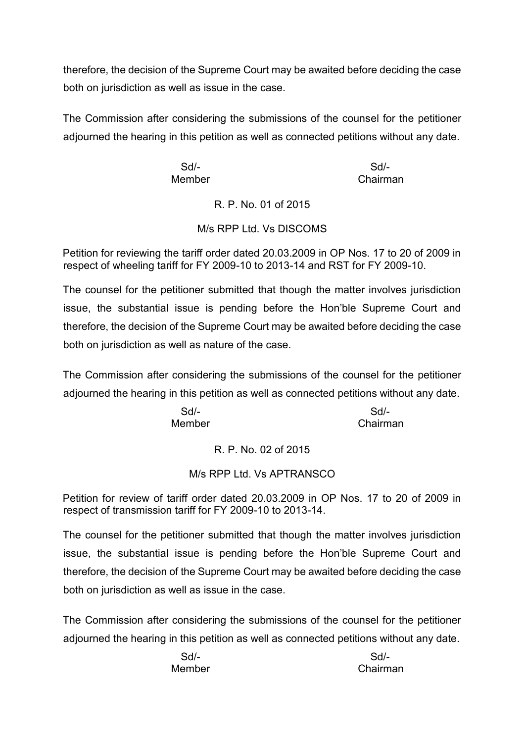therefore, the decision of the Supreme Court may be awaited before deciding the case both on jurisdiction as well as issue in the case.

The Commission after considering the submissions of the counsel for the petitioner adjourned the hearing in this petition as well as connected petitions without any date.

Sd/- Member　　　　　　Sd/- Chairman

R. P. No. 01 of 2015

M/s RPP Ltd. Vs DISCOMS

Petition for reviewing the tariff order dated 20.03.2009 in OP Nos. 17 to 20 of 2009 in respect of wheeling tariff for FY 2009-10 to 2013-14 and RST for FY 2009-10.

The counsel for the petitioner submitted that though the matter involves jurisdiction issue, the substantial issue is pending before the Hon'ble Supreme Court and therefore, the decision of the Supreme Court may be awaited before deciding the case both on jurisdiction as well as nature of the case.

The Commission after considering the submissions of the counsel for the petitioner adjourned the hearing in this petition as well as connected petitions without any date.

Sd/- Member　　　　　　Sd/- Chairman

R. P. No. 02 of 2015

M/s RPP Ltd. Vs APTRANSCO

Petition for review of tariff order dated 20.03.2009 in OP Nos. 17 to 20 of 2009 in respect of transmission tariff for FY 2009-10 to 2013-14.

The counsel for the petitioner submitted that though the matter involves jurisdiction issue, the substantial issue is pending before the Hon'ble Supreme Court and therefore, the decision of the Supreme Court may be awaited before deciding the case both on jurisdiction as well as issue in the case.

The Commission after considering the submissions of the counsel for the petitioner adjourned the hearing in this petition as well as connected petitions without any date.

Sd/- Member　　　　　　Sd/- Chairman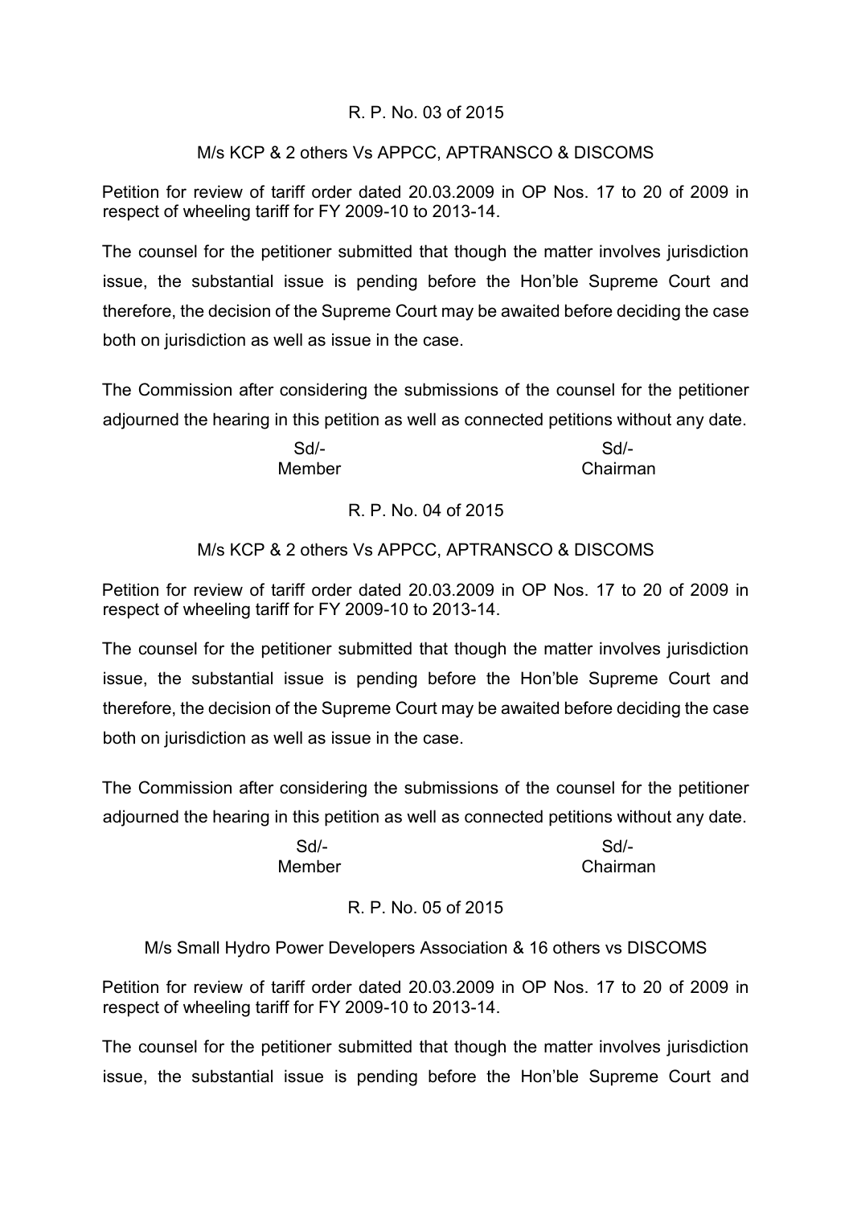R. P. No. 03 of 2015

M/s KCP & 2 others Vs APPCC, APTRANSCO & DISCOMS

Petition for review of tariff order dated 20.03.2009 in OP Nos. 17 to 20 of 2009 in respect of wheeling tariff for FY 2009-10 to 2013-14.

The counsel for the petitioner submitted that though the matter involves jurisdiction issue, the substantial issue is pending before the Hon'ble Supreme Court and therefore, the decision of the Supreme Court may be awaited before deciding the case both on jurisdiction as well as issue in the case.

The Commission after considering the submissions of the counsel for the petitioner adjourned the hearing in this petition as well as connected petitions without any date.

| Sd/- | Sd/- |
|---|---|
| Member | Chairman |

R. P. No. 04 of 2015

M/s KCP & 2 others Vs APPCC, APTRANSCO & DISCOMS

Petition for review of tariff order dated 20.03.2009 in OP Nos. 17 to 20 of 2009 in respect of wheeling tariff for FY 2009-10 to 2013-14.

The counsel for the petitioner submitted that though the matter involves jurisdiction issue, the substantial issue is pending before the Hon'ble Supreme Court and therefore, the decision of the Supreme Court may be awaited before deciding the case both on jurisdiction as well as issue in the case.

The Commission after considering the submissions of the counsel for the petitioner adjourned the hearing in this petition as well as connected petitions without any date.

| Sd/- | Sd/- |
|---|---|
| Member | Chairman |

R. P. No. 05 of 2015

M/s Small Hydro Power Developers Association & 16 others vs DISCOMS

Petition for review of tariff order dated 20.03.2009 in OP Nos. 17 to 20 of 2009 in respect of wheeling tariff for FY 2009-10 to 2013-14.

The counsel for the petitioner submitted that though the matter involves jurisdiction issue, the substantial issue is pending before the Hon'ble Supreme Court and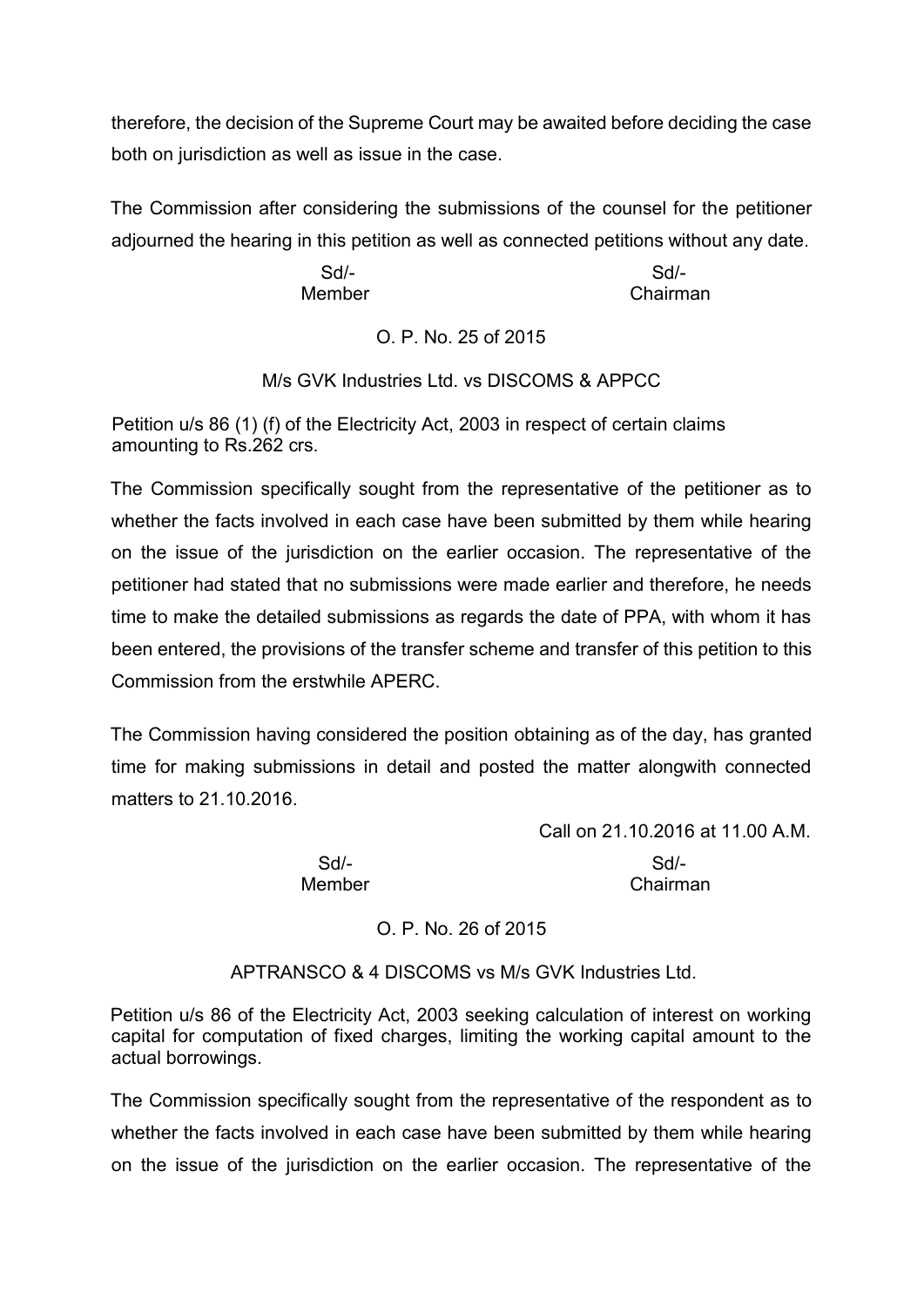therefore, the decision of the Supreme Court may be awaited before deciding the case both on jurisdiction as well as issue in the case.

The Commission after considering the submissions of the counsel for the petitioner adjourned the hearing in this petition as well as connected petitions without any date.

| Sd/- | Sd/- |
|---|---|
| Member | Chairman |

O. P. No. 25 of 2015

M/s GVK Industries Ltd. vs DISCOMS & APPCC

Petition u/s 86 (1) (f) of the Electricity Act, 2003 in respect of certain claims amounting to Rs.262 crs.

The Commission specifically sought from the representative of the petitioner as to whether the facts involved in each case have been submitted by them while hearing on the issue of the jurisdiction on the earlier occasion. The representative of the petitioner had stated that no submissions were made earlier and therefore, he needs time to make the detailed submissions as regards the date of PPA, with whom it has been entered, the provisions of the transfer scheme and transfer of this petition to this Commission from the erstwhile APERC.

The Commission having considered the position obtaining as of the day, has granted time for making submissions in detail and posted the matter alongwith connected matters to 21.10.2016.

Call on 21.10.2016 at 11.00 A.M.

| Sd/- | Sd/- |
|---|---|
| Member | Chairman |

O. P. No. 26 of 2015

APTRANSCO & 4 DISCOMS vs M/s GVK Industries Ltd.

Petition u/s 86 of the Electricity Act, 2003 seeking calculation of interest on working capital for computation of fixed charges, limiting the working capital amount to the actual borrowings.

The Commission specifically sought from the representative of the respondent as to whether the facts involved in each case have been submitted by them while hearing on the issue of the jurisdiction on the earlier occasion. The representative of the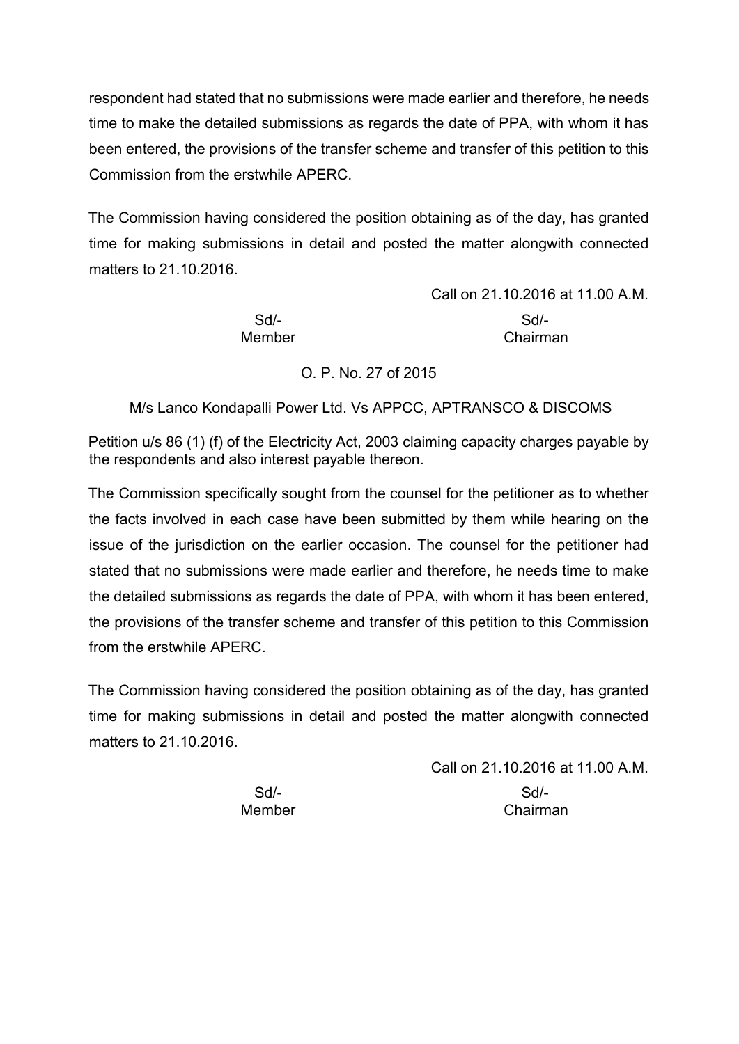respondent had stated that no submissions were made earlier and therefore, he needs time to make the detailed submissions as regards the date of PPA, with whom it has been entered, the provisions of the transfer scheme and transfer of this petition to this Commission from the erstwhile APERC.

The Commission having considered the position obtaining as of the day, has granted time for making submissions in detail and posted the matter alongwith connected matters to 21.10.2016.

Call on 21.10.2016 at 11.00 A.M.

| Sd/- | Sd/- |
|---|---|
| Member | Chairman |

O. P. No. 27 of 2015

M/s Lanco Kondapalli Power Ltd. Vs APPCC, APTRANSCO & DISCOMS

Petition u/s 86 (1) (f) of the Electricity Act, 2003 claiming capacity charges payable by the respondents and also interest payable thereon.

The Commission specifically sought from the counsel for the petitioner as to whether the facts involved in each case have been submitted by them while hearing on the issue of the jurisdiction on the earlier occasion. The counsel for the petitioner had stated that no submissions were made earlier and therefore, he needs time to make the detailed submissions as regards the date of PPA, with whom it has been entered, the provisions of the transfer scheme and transfer of this petition to this Commission from the erstwhile APERC.

The Commission having considered the position obtaining as of the day, has granted time for making submissions in detail and posted the matter alongwith connected matters to 21.10.2016.

Call on 21.10.2016 at 11.00 A.M.

| Sd/- | Sd/- |
|---|---|
| Member | Chairman |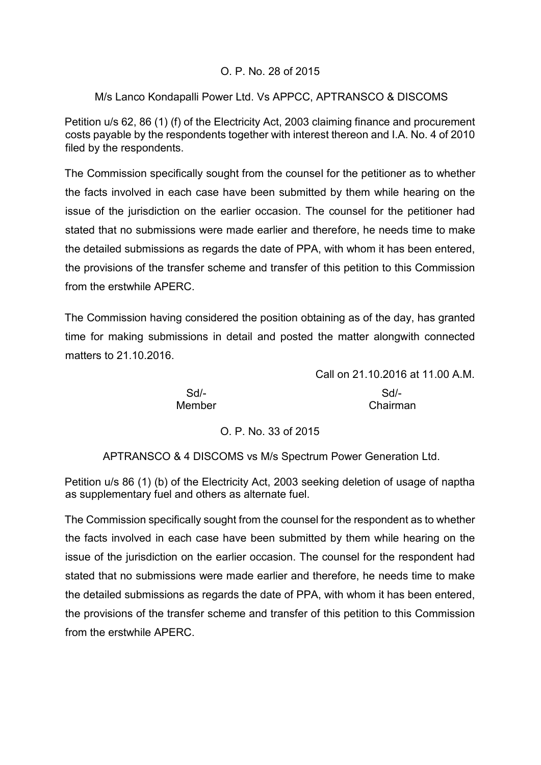O. P. No. 28 of 2015

M/s Lanco Kondapalli Power Ltd. Vs APPCC, APTRANSCO & DISCOMS

Petition u/s 62, 86 (1) (f) of the Electricity Act, 2003 claiming finance and procurement costs payable by the respondents together with interest thereon and I.A. No. 4 of 2010 filed by the respondents.

The Commission specifically sought from the counsel for the petitioner as to whether the facts involved in each case have been submitted by them while hearing on the issue of the jurisdiction on the earlier occasion. The counsel for the petitioner had stated that no submissions were made earlier and therefore, he needs time to make the detailed submissions as regards the date of PPA, with whom it has been entered, the provisions of the transfer scheme and transfer of this petition to this Commission from the erstwhile APERC.

The Commission having considered the position obtaining as of the day, has granted time for making submissions in detail and posted the matter alongwith connected matters to 21.10.2016.

Call on 21.10.2016 at 11.00 A.M.

| Sd/- | Sd/- |
| --- | --- |
| Member | Chairman |

O. P. No. 33 of 2015

APTRANSCO & 4 DISCOMS vs M/s Spectrum Power Generation Ltd.

Petition u/s 86 (1) (b) of the Electricity Act, 2003 seeking deletion of usage of naptha as supplementary fuel and others as alternate fuel.

The Commission specifically sought from the counsel for the respondent as to whether the facts involved in each case have been submitted by them while hearing on the issue of the jurisdiction on the earlier occasion. The counsel for the respondent had stated that no submissions were made earlier and therefore, he needs time to make the detailed submissions as regards the date of PPA, with whom it has been entered, the provisions of the transfer scheme and transfer of this petition to this Commission from the erstwhile APERC.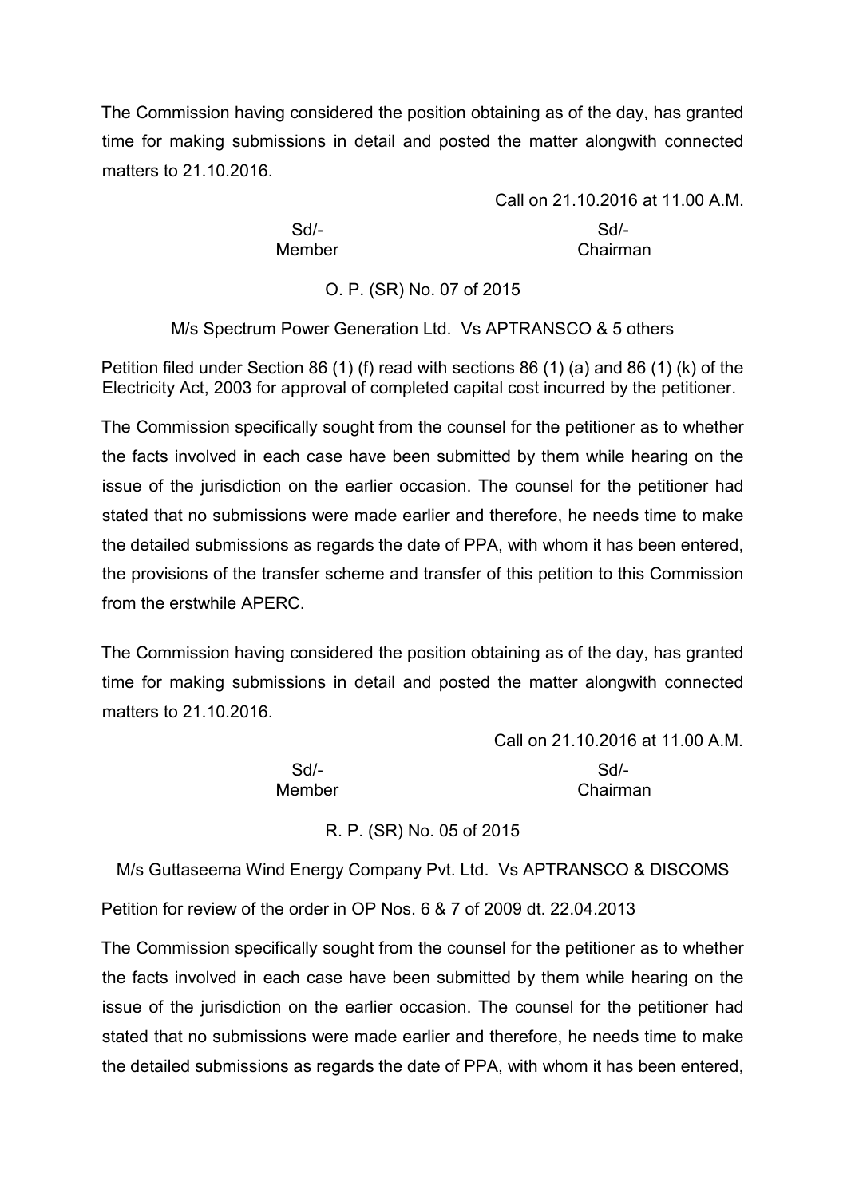The Commission having considered the position obtaining as of the day, has granted time for making submissions in detail and posted the matter alongwith connected matters to 21.10.2016.

Call on 21.10.2016 at 11.00 A.M.

| Sd/- | Sd/- |
|---|---|
| Member | Chairman |

O. P. (SR) No. 07 of 2015

M/s Spectrum Power Generation Ltd. Vs APTRANSCO & 5 others

Petition filed under Section 86 (1) (f) read with sections 86 (1) (a) and 86 (1) (k) of the Electricity Act, 2003 for approval of completed capital cost incurred by the petitioner.

The Commission specifically sought from the counsel for the petitioner as to whether the facts involved in each case have been submitted by them while hearing on the issue of the jurisdiction on the earlier occasion. The counsel for the petitioner had stated that no submissions were made earlier and therefore, he needs time to make the detailed submissions as regards the date of PPA, with whom it has been entered, the provisions of the transfer scheme and transfer of this petition to this Commission from the erstwhile APERC.

The Commission having considered the position obtaining as of the day, has granted time for making submissions in detail and posted the matter alongwith connected matters to 21.10.2016.

Call on 21.10.2016 at 11.00 A.M.

| Sd/- | Sd/- |
|---|---|
| Member | Chairman |

R. P. (SR) No. 05 of 2015

M/s Guttaseema Wind Energy Company Pvt. Ltd. Vs APTRANSCO & DISCOMS

Petition for review of the order in OP Nos. 6 & 7 of 2009 dt. 22.04.2013

The Commission specifically sought from the counsel for the petitioner as to whether the facts involved in each case have been submitted by them while hearing on the issue of the jurisdiction on the earlier occasion. The counsel for the petitioner had stated that no submissions were made earlier and therefore, he needs time to make the detailed submissions as regards the date of PPA, with whom it has been entered,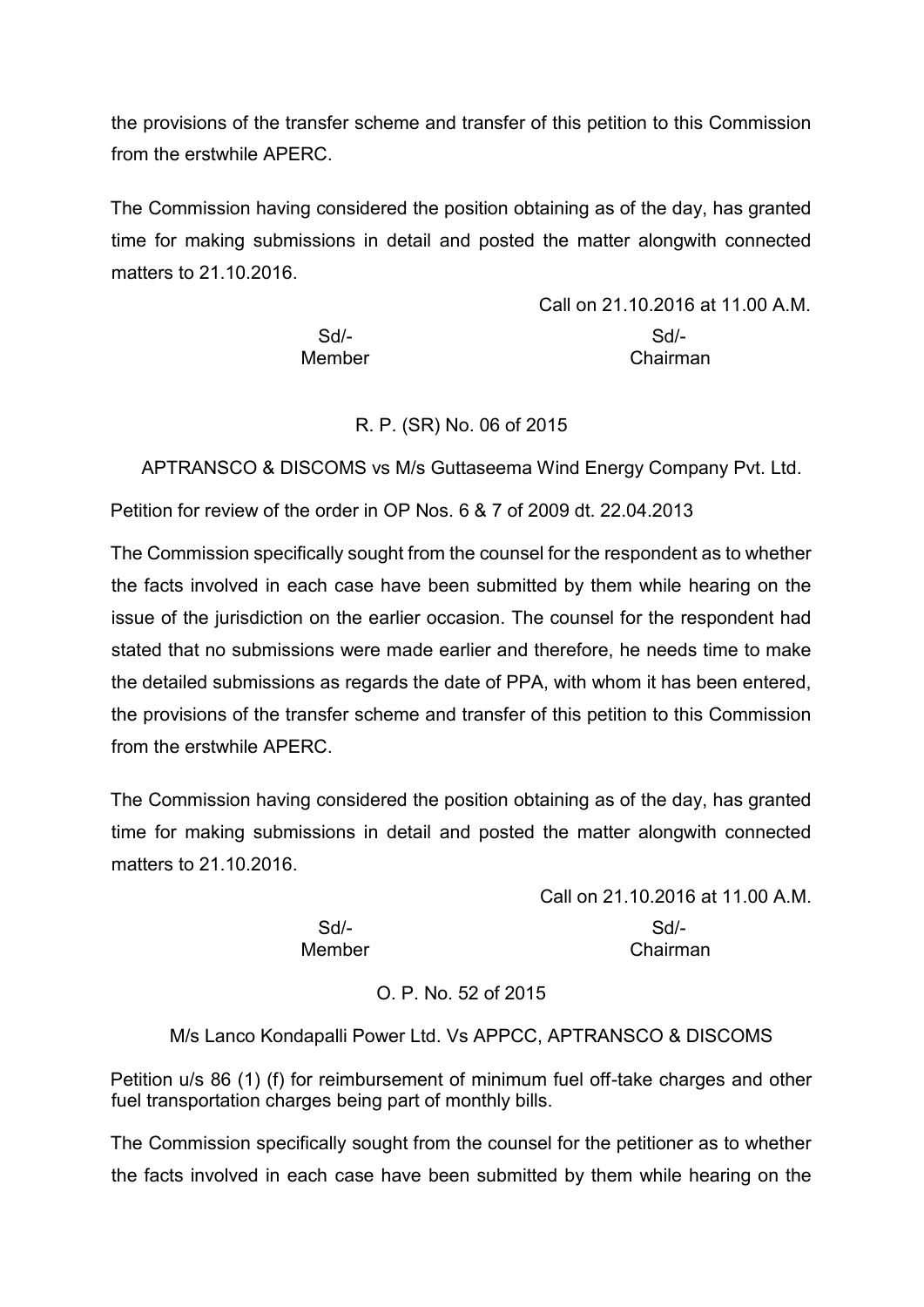the provisions of the transfer scheme and transfer of this petition to this Commission from the erstwhile APERC.

The Commission having considered the position obtaining as of the day, has granted time for making submissions in detail and posted the matter alongwith connected matters to 21.10.2016.

Call on 21.10.2016 at 11.00 A.M.

| Sd/- | Sd/- |
|---|---|
| Member | Chairman |

R. P. (SR) No. 06 of 2015

APTRANSCO & DISCOMS vs M/s Guttaseema Wind Energy Company Pvt. Ltd.

Petition for review of the order in OP Nos. 6 & 7 of 2009 dt. 22.04.2013

The Commission specifically sought from the counsel for the respondent as to whether the facts involved in each case have been submitted by them while hearing on the issue of the jurisdiction on the earlier occasion. The counsel for the respondent had stated that no submissions were made earlier and therefore, he needs time to make the detailed submissions as regards the date of PPA, with whom it has been entered, the provisions of the transfer scheme and transfer of this petition to this Commission from the erstwhile APERC.

The Commission having considered the position obtaining as of the day, has granted time for making submissions in detail and posted the matter alongwith connected matters to 21.10.2016.

Call on 21.10.2016 at 11.00 A.M.

| Sd/- | Sd/- |
|---|---|
| Member | Chairman |

O. P. No. 52 of 2015

M/s Lanco Kondapalli Power Ltd. Vs APPCC, APTRANSCO & DISCOMS

Petition u/s 86 (1) (f) for reimbursement of minimum fuel off-take charges and other fuel transportation charges being part of monthly bills.

The Commission specifically sought from the counsel for the petitioner as to whether the facts involved in each case have been submitted by them while hearing on the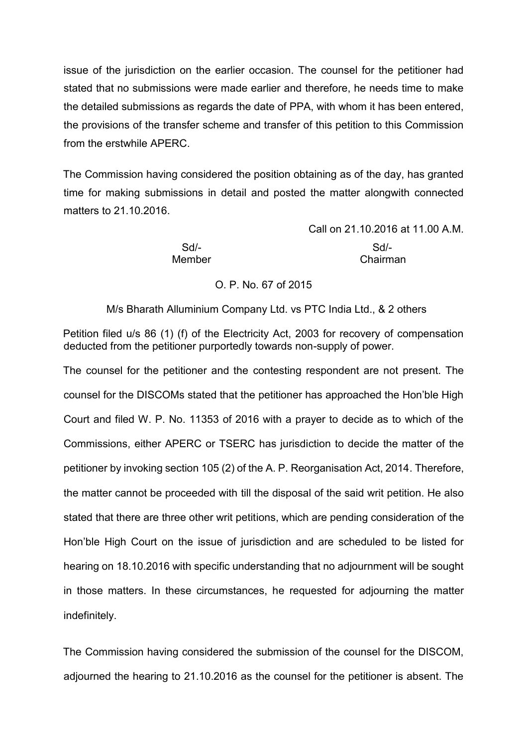issue of the jurisdiction on the earlier occasion. The counsel for the petitioner had stated that no submissions were made earlier and therefore, he needs time to make the detailed submissions as regards the date of PPA, with whom it has been entered, the provisions of the transfer scheme and transfer of this petition to this Commission from the erstwhile APERC.

The Commission having considered the position obtaining as of the day, has granted time for making submissions in detail and posted the matter alongwith connected matters to 21.10.2016.

Call on 21.10.2016 at 11.00 A.M.

| Sd/- | Sd/- |
|---|---|
| Member | Chairman |

O. P. No. 67 of 2015

M/s Bharath Alluminium Company Ltd. vs PTC India Ltd., & 2 others

Petition filed u/s 86 (1) (f) of the Electricity Act, 2003 for recovery of compensation deducted from the petitioner purportedly towards non-supply of power.

The counsel for the petitioner and the contesting respondent are not present. The counsel for the DISCOMs stated that the petitioner has approached the Hon'ble High Court and filed W. P. No. 11353 of 2016 with a prayer to decide as to which of the Commissions, either APERC or TSERC has jurisdiction to decide the matter of the petitioner by invoking section 105 (2) of the A. P. Reorganisation Act, 2014. Therefore, the matter cannot be proceeded with till the disposal of the said writ petition. He also stated that there are three other writ petitions, which are pending consideration of the Hon'ble High Court on the issue of jurisdiction and are scheduled to be listed for hearing on 18.10.2016 with specific understanding that no adjournment will be sought in those matters. In these circumstances, he requested for adjourning the matter indefinitely.

The Commission having considered the submission of the counsel for the DISCOM, adjourned the hearing to 21.10.2016 as the counsel for the petitioner is absent. The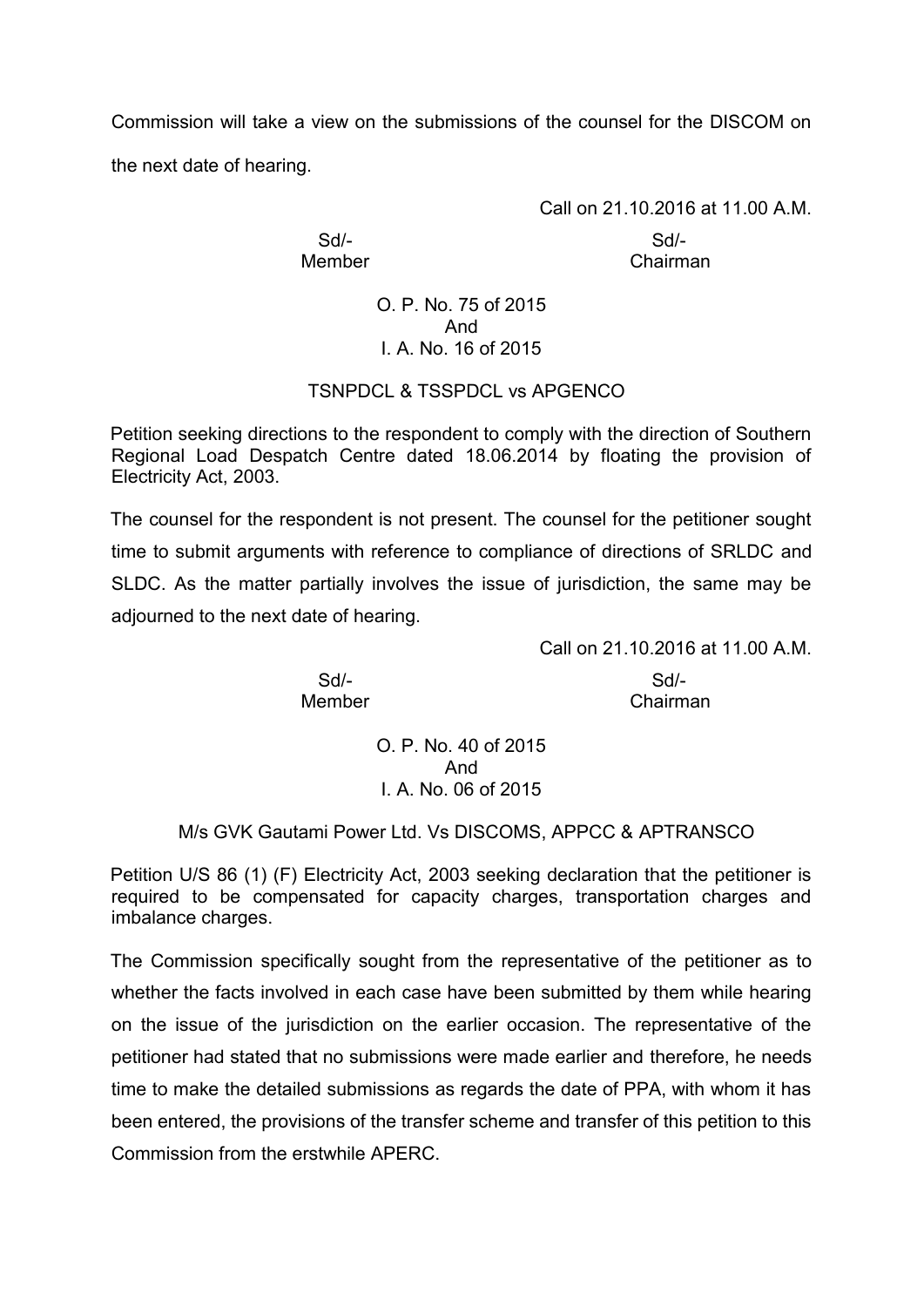Commission will take a view on the submissions of the counsel for the DISCOM on the next date of hearing.

Call on 21.10.2016 at 11.00 A.M.

Sd/- Sd/-
Member Chairman

O. P. No. 75 of 2015
And
I. A. No. 16 of 2015

TSNPDCL & TSSPDCL vs APGENCO

Petition seeking directions to the respondent to comply with the direction of Southern Regional Load Despatch Centre dated 18.06.2014 by floating the provision of Electricity Act, 2003.

The counsel for the respondent is not present. The counsel for the petitioner sought time to submit arguments with reference to compliance of directions of SRLDC and SLDC. As the matter partially involves the issue of jurisdiction, the same may be adjourned to the next date of hearing.

Call on 21.10.2016 at 11.00 A.M.

Sd/- Sd/-
Member Chairman

O. P. No. 40 of 2015
And
I. A. No. 06 of 2015

M/s GVK Gautami Power Ltd. Vs DISCOMS, APPCC & APTRANSCO

Petition U/S 86 (1) (F) Electricity Act, 2003 seeking declaration that the petitioner is required to be compensated for capacity charges, transportation charges and imbalance charges.

The Commission specifically sought from the representative of the petitioner as to whether the facts involved in each case have been submitted by them while hearing on the issue of the jurisdiction on the earlier occasion. The representative of the petitioner had stated that no submissions were made earlier and therefore, he needs time to make the detailed submissions as regards the date of PPA, with whom it has been entered, the provisions of the transfer scheme and transfer of this petition to this Commission from the erstwhile APERC.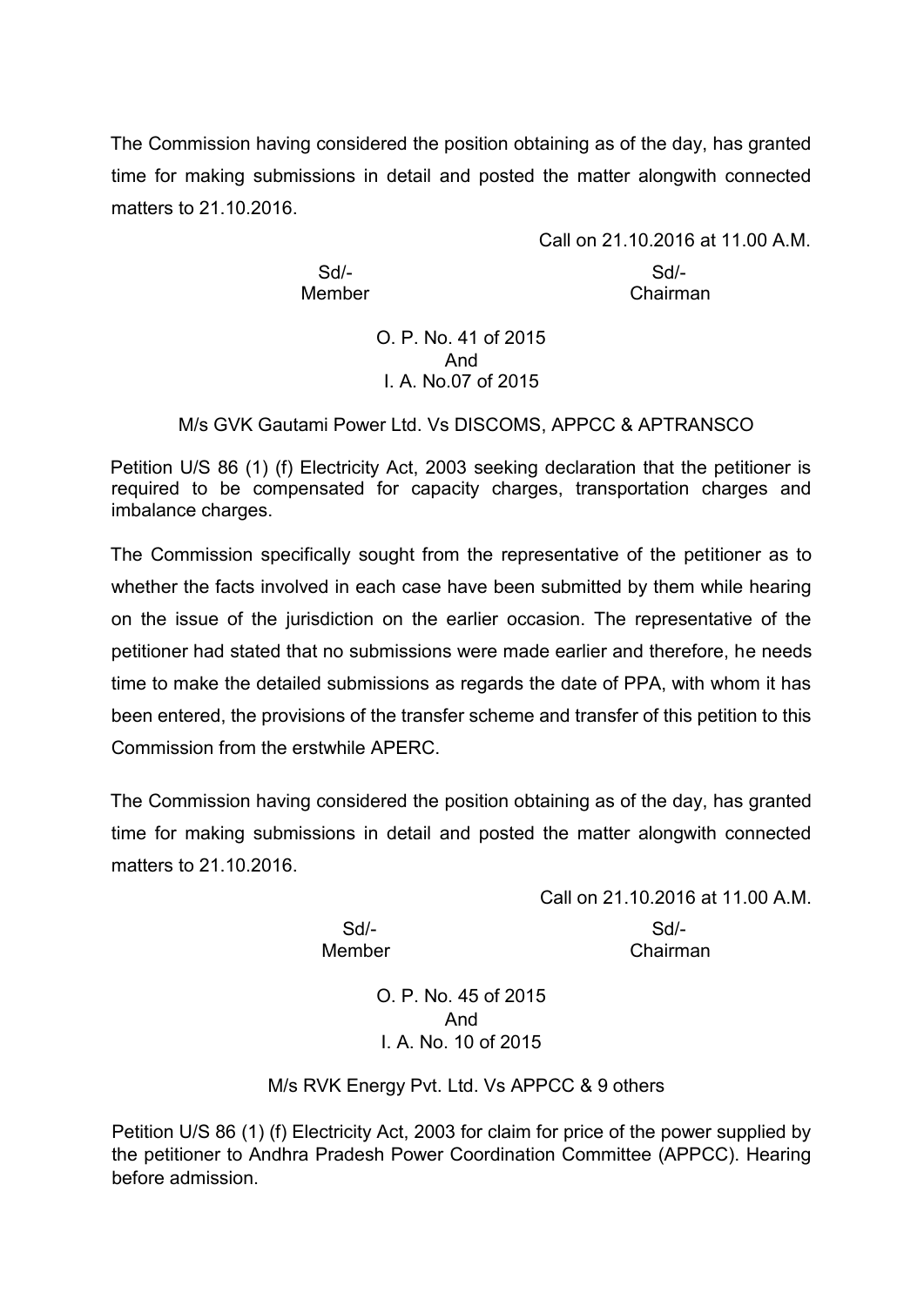The Commission having considered the position obtaining as of the day, has granted time for making submissions in detail and posted the matter alongwith connected matters to 21.10.2016.

Call on 21.10.2016 at 11.00 A.M.

| Sd/- | Sd/- |
|---|---|
| Member | Chairman |

O. P. No. 41 of 2015
And
I. A. No.07 of 2015

M/s GVK Gautami Power Ltd. Vs DISCOMS, APPCC & APTRANSCO

Petition U/S 86 (1) (f) Electricity Act, 2003 seeking declaration that the petitioner is required to be compensated for capacity charges, transportation charges and imbalance charges.

The Commission specifically sought from the representative of the petitioner as to whether the facts involved in each case have been submitted by them while hearing on the issue of the jurisdiction on the earlier occasion. The representative of the petitioner had stated that no submissions were made earlier and therefore, he needs time to make the detailed submissions as regards the date of PPA, with whom it has been entered, the provisions of the transfer scheme and transfer of this petition to this Commission from the erstwhile APERC.

The Commission having considered the position obtaining as of the day, has granted time for making submissions in detail and posted the matter alongwith connected matters to 21.10.2016.

Call on 21.10.2016 at 11.00 A.M.

| Sd/- | Sd/- |
|---|---|
| Member | Chairman |

O. P. No. 45 of 2015
And
I. A. No. 10 of 2015

M/s RVK Energy Pvt. Ltd. Vs APPCC & 9 others

Petition U/S 86 (1) (f) Electricity Act, 2003 for claim for price of the power supplied by the petitioner to Andhra Pradesh Power Coordination Committee (APPCC). Hearing before admission.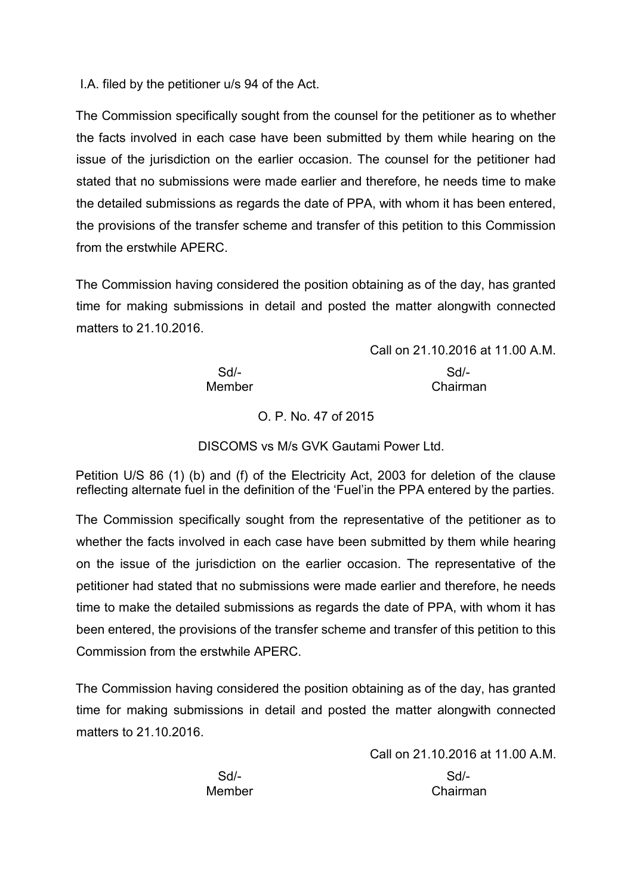I.A. filed by the petitioner u/s 94 of the Act.

The Commission specifically sought from the counsel for the petitioner as to whether the facts involved in each case have been submitted by them while hearing on the issue of the jurisdiction on the earlier occasion. The counsel for the petitioner had stated that no submissions were made earlier and therefore, he needs time to make the detailed submissions as regards the date of PPA, with whom it has been entered, the provisions of the transfer scheme and transfer of this petition to this Commission from the erstwhile APERC.

The Commission having considered the position obtaining as of the day, has granted time for making submissions in detail and posted the matter alongwith connected matters to 21.10.2016.

Call on 21.10.2016 at 11.00 A.M.

| Sd/- | Sd/- |
|---|---|
| Member | Chairman |

O. P. No. 47 of 2015

DISCOMS vs M/s GVK Gautami Power Ltd.

Petition U/S 86 (1) (b) and (f) of the Electricity Act, 2003 for deletion of the clause reflecting alternate fuel in the definition of the 'Fuel'in the PPA entered by the parties.

The Commission specifically sought from the representative of the petitioner as to whether the facts involved in each case have been submitted by them while hearing on the issue of the jurisdiction on the earlier occasion. The representative of the petitioner had stated that no submissions were made earlier and therefore, he needs time to make the detailed submissions as regards the date of PPA, with whom it has been entered, the provisions of the transfer scheme and transfer of this petition to this Commission from the erstwhile APERC.

The Commission having considered the position obtaining as of the day, has granted time for making submissions in detail and posted the matter alongwith connected matters to 21.10.2016.

Call on 21.10.2016 at 11.00 A.M.

| Sd/- | Sd/- |
|---|---|
| Member | Chairman |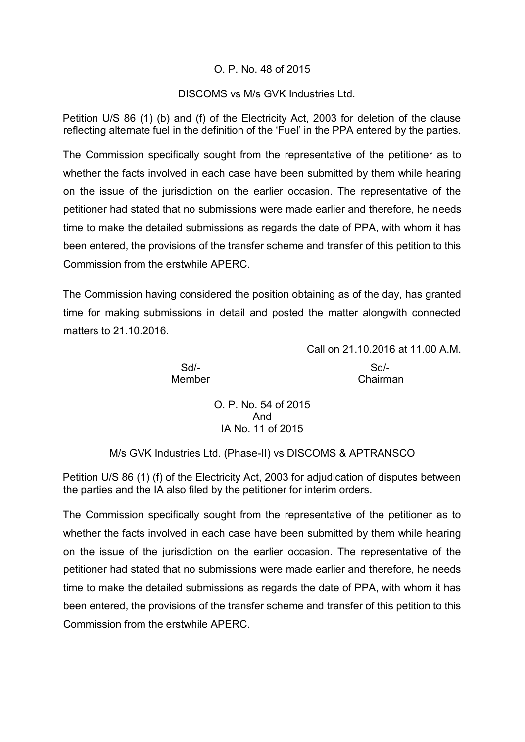O. P. No. 48 of 2015

DISCOMS vs M/s GVK Industries Ltd.

Petition U/S 86 (1) (b) and (f) of the Electricity Act, 2003 for deletion of the clause reflecting alternate fuel in the definition of the 'Fuel' in the PPA entered by the parties.

The Commission specifically sought from the representative of the petitioner as to whether the facts involved in each case have been submitted by them while hearing on the issue of the jurisdiction on the earlier occasion. The representative of the petitioner had stated that no submissions were made earlier and therefore, he needs time to make the detailed submissions as regards the date of PPA, with whom it has been entered, the provisions of the transfer scheme and transfer of this petition to this Commission from the erstwhile APERC.

The Commission having considered the position obtaining as of the day, has granted time for making submissions in detail and posted the matter alongwith connected matters to 21.10.2016.

Call on 21.10.2016 at 11.00 A.M.

| Sd/- | Sd/- |
|---|---|
| Member | Chairman |

O. P. No. 54 of 2015
And
IA No. 11 of 2015

M/s GVK Industries Ltd. (Phase-II) vs DISCOMS & APTRANSCO

Petition U/S 86 (1) (f) of the Electricity Act, 2003 for adjudication of disputes between the parties and the IA also filed by the petitioner for interim orders.

The Commission specifically sought from the representative of the petitioner as to whether the facts involved in each case have been submitted by them while hearing on the issue of the jurisdiction on the earlier occasion. The representative of the petitioner had stated that no submissions were made earlier and therefore, he needs time to make the detailed submissions as regards the date of PPA, with whom it has been entered, the provisions of the transfer scheme and transfer of this petition to this Commission from the erstwhile APERC.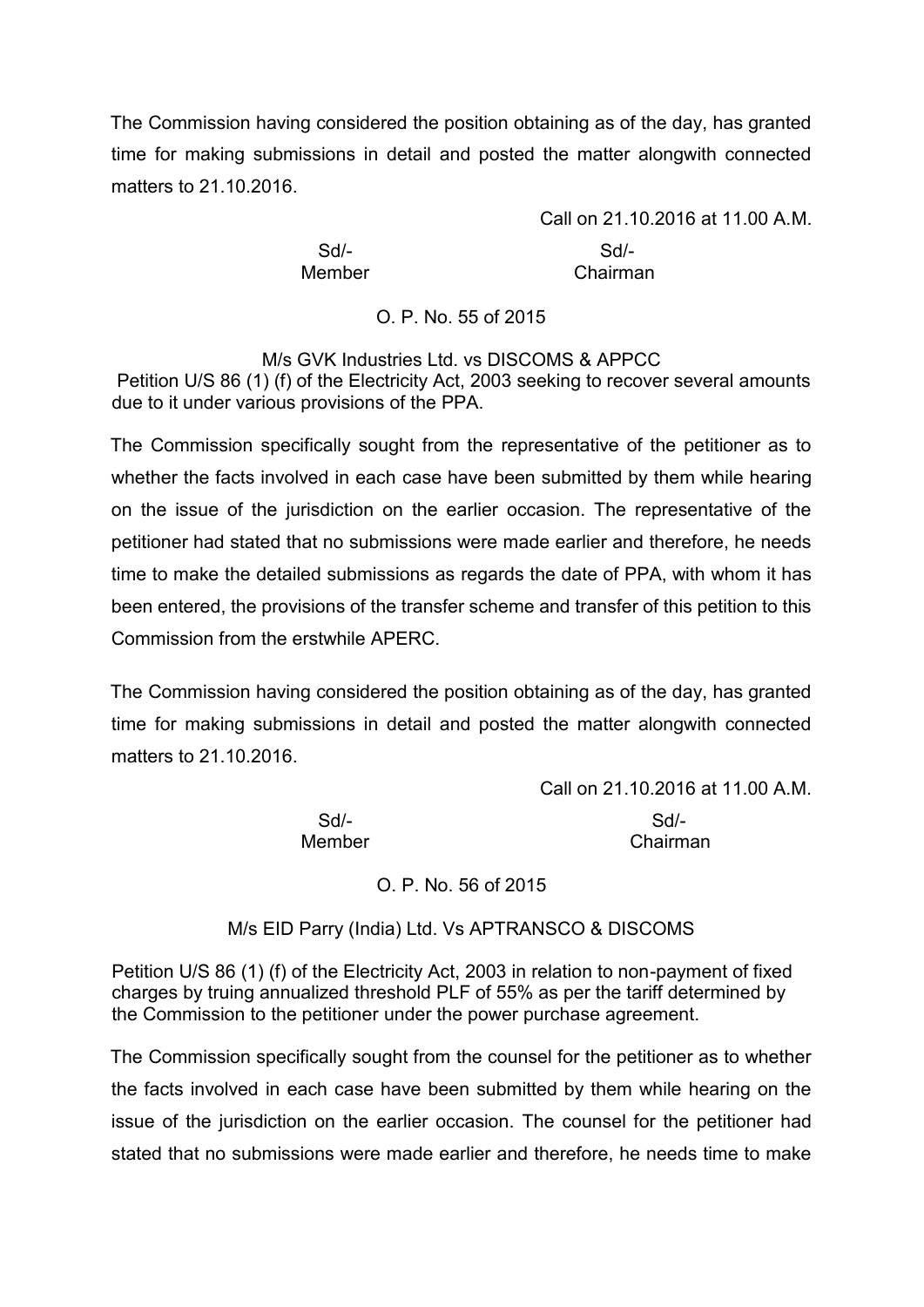The Commission having considered the position obtaining as of the day, has granted time for making submissions in detail and posted the matter alongwith connected matters to 21.10.2016.

Call on 21.10.2016 at 11.00 A.M.

Sd/- Sd/-
Member Chairman

O. P. No. 55 of 2015

M/s GVK Industries Ltd. vs DISCOMS & APPCC

Petition U/S 86 (1) (f) of the Electricity Act, 2003 seeking to recover several amounts due to it under various provisions of the PPA.

The Commission specifically sought from the representative of the petitioner as to whether the facts involved in each case have been submitted by them while hearing on the issue of the jurisdiction on the earlier occasion. The representative of the petitioner had stated that no submissions were made earlier and therefore, he needs time to make the detailed submissions as regards the date of PPA, with whom it has been entered, the provisions of the transfer scheme and transfer of this petition to this Commission from the erstwhile APERC.

The Commission having considered the position obtaining as of the day, has granted time for making submissions in detail and posted the matter alongwith connected matters to 21.10.2016.

Call on 21.10.2016 at 11.00 A.M.

Sd/- Sd/-
Member Chairman

O. P. No. 56 of 2015

M/s EID Parry (India) Ltd. Vs APTRANSCO & DISCOMS

Petition U/S 86 (1) (f) of the Electricity Act, 2003 in relation to non-payment of fixed charges by truing annualized threshold PLF of 55% as per the tariff determined by the Commission to the petitioner under the power purchase agreement.

The Commission specifically sought from the counsel for the petitioner as to whether the facts involved in each case have been submitted by them while hearing on the issue of the jurisdiction on the earlier occasion. The counsel for the petitioner had stated that no submissions were made earlier and therefore, he needs time to make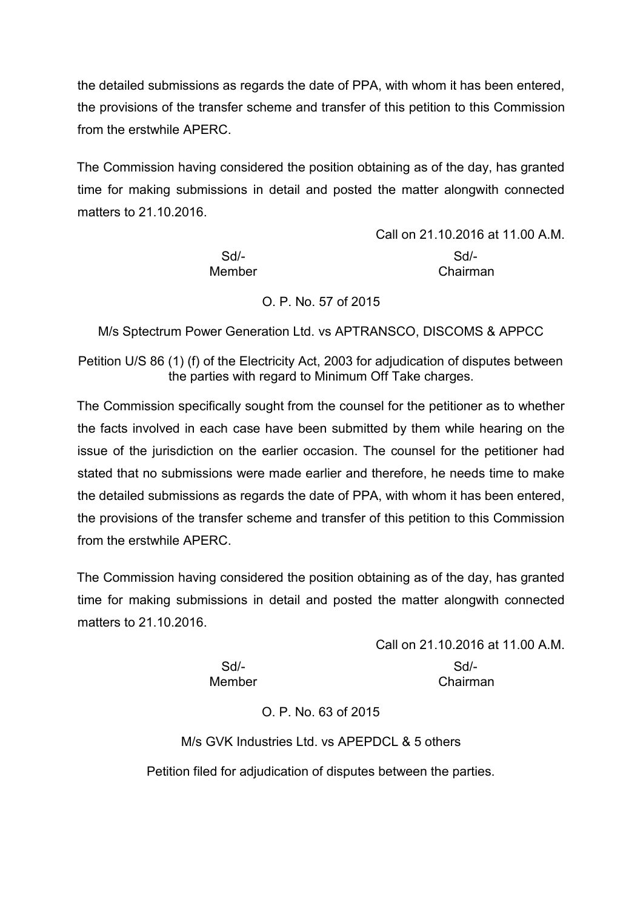the detailed submissions as regards the date of PPA, with whom it has been entered, the provisions of the transfer scheme and transfer of this petition to this Commission from the erstwhile APERC.

The Commission having considered the position obtaining as of the day, has granted time for making submissions in detail and posted the matter alongwith connected matters to 21.10.2016.

Call on 21.10.2016 at 11.00 A.M.

| Sd/- | Sd/- |
|---|---|
| Member | Chairman |

O. P. No. 57 of 2015

M/s Sptectrum Power Generation Ltd. vs APTRANSCO, DISCOMS & APPCC

Petition U/S 86 (1) (f) of the Electricity Act, 2003 for adjudication of disputes between the parties with regard to Minimum Off Take charges.

The Commission specifically sought from the counsel for the petitioner as to whether the facts involved in each case have been submitted by them while hearing on the issue of the jurisdiction on the earlier occasion. The counsel for the petitioner had stated that no submissions were made earlier and therefore, he needs time to make the detailed submissions as regards the date of PPA, with whom it has been entered, the provisions of the transfer scheme and transfer of this petition to this Commission from the erstwhile APERC.

The Commission having considered the position obtaining as of the day, has granted time for making submissions in detail and posted the matter alongwith connected matters to 21.10.2016.

Call on 21.10.2016 at 11.00 A.M.

| Sd/- | Sd/- |
|---|---|
| Member | Chairman |

O. P. No. 63 of 2015

M/s GVK Industries Ltd. vs APEPDCL & 5 others

Petition filed for adjudication of disputes between the parties.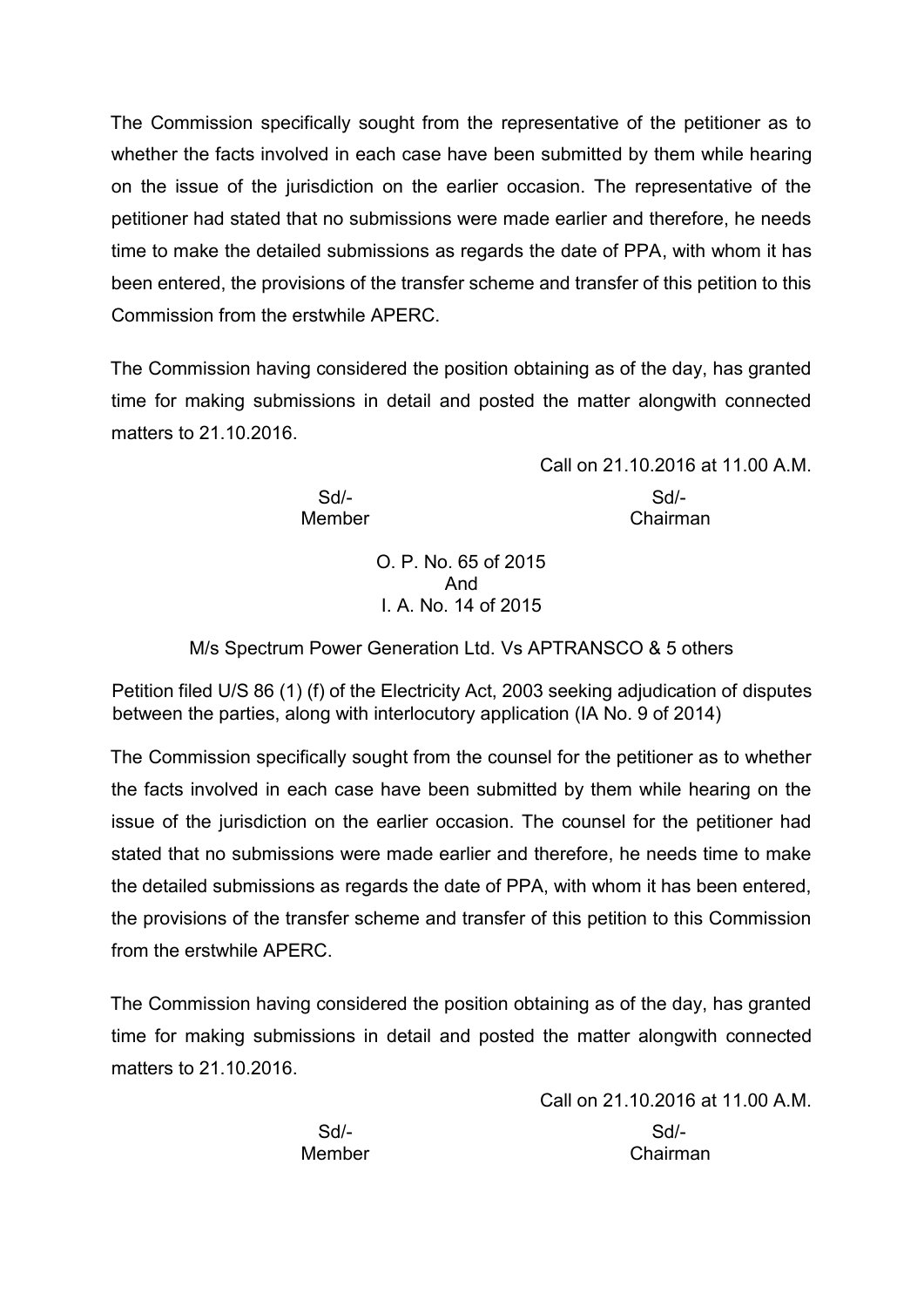The Commission specifically sought from the representative of the petitioner as to whether the facts involved in each case have been submitted by them while hearing on the issue of the jurisdiction on the earlier occasion. The representative of the petitioner had stated that no submissions were made earlier and therefore, he needs time to make the detailed submissions as regards the date of PPA, with whom it has been entered, the provisions of the transfer scheme and transfer of this petition to this Commission from the erstwhile APERC.

The Commission having considered the position obtaining as of the day, has granted time for making submissions in detail and posted the matter alongwith connected matters to 21.10.2016.

Call on 21.10.2016 at 11.00 A.M.

Sd/- Member　　　　Sd/- Chairman

O. P. No. 65 of 2015
And
I. A. No. 14 of 2015

M/s Spectrum Power Generation Ltd. Vs APTRANSCO & 5 others

Petition filed U/S 86 (1) (f) of the Electricity Act, 2003 seeking adjudication of disputes between the parties, along with interlocutory application (IA No. 9 of 2014)

The Commission specifically sought from the counsel for the petitioner as to whether the facts involved in each case have been submitted by them while hearing on the issue of the jurisdiction on the earlier occasion. The counsel for the petitioner had stated that no submissions were made earlier and therefore, he needs time to make the detailed submissions as regards the date of PPA, with whom it has been entered, the provisions of the transfer scheme and transfer of this petition to this Commission from the erstwhile APERC.

The Commission having considered the position obtaining as of the day, has granted time for making submissions in detail and posted the matter alongwith connected matters to 21.10.2016.

Call on 21.10.2016 at 11.00 A.M.

Sd/- Member　　　　Sd/- Chairman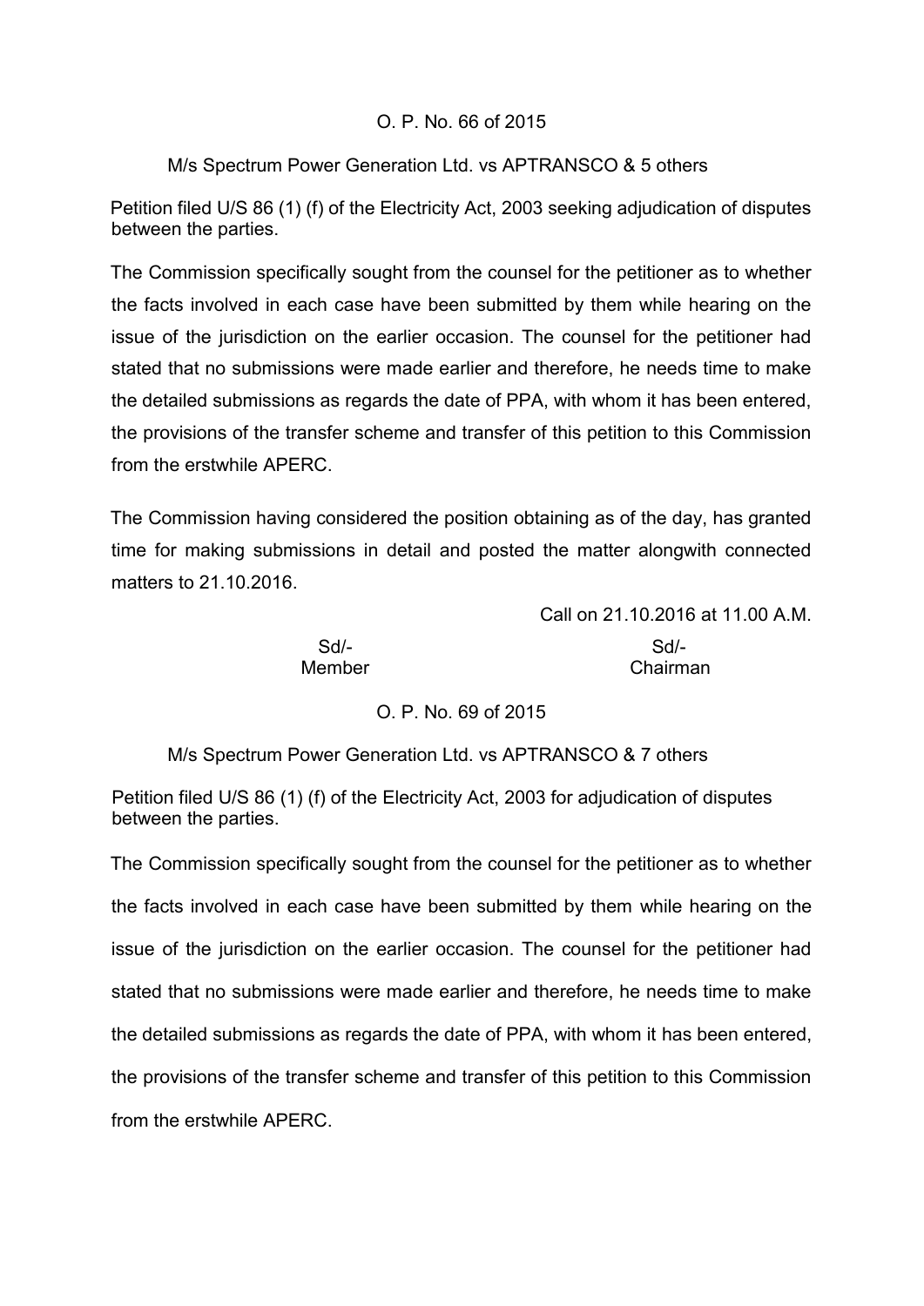O. P. No. 66 of 2015

M/s Spectrum Power Generation Ltd. vs APTRANSCO & 5 others

Petition filed U/S 86 (1) (f) of the Electricity Act, 2003 seeking adjudication of disputes between the parties.

The Commission specifically sought from the counsel for the petitioner as to whether the facts involved in each case have been submitted by them while hearing on the issue of the jurisdiction on the earlier occasion. The counsel for the petitioner had stated that no submissions were made earlier and therefore, he needs time to make the detailed submissions as regards the date of PPA, with whom it has been entered, the provisions of the transfer scheme and transfer of this petition to this Commission from the erstwhile APERC.

The Commission having considered the position obtaining as of the day, has granted time for making submissions in detail and posted the matter alongwith connected matters to 21.10.2016.

Call on 21.10.2016 at 11.00 A.M.

| Sd/- | Sd/- |
|---|---|
| Member | Chairman |

O. P. No. 69 of 2015

M/s Spectrum Power Generation Ltd. vs APTRANSCO & 7 others

Petition filed U/S 86 (1) (f) of the Electricity Act, 2003 for adjudication of disputes between the parties.

The Commission specifically sought from the counsel for the petitioner as to whether the facts involved in each case have been submitted by them while hearing on the issue of the jurisdiction on the earlier occasion. The counsel for the petitioner had stated that no submissions were made earlier and therefore, he needs time to make the detailed submissions as regards the date of PPA, with whom it has been entered, the provisions of the transfer scheme and transfer of this petition to this Commission from the erstwhile APERC.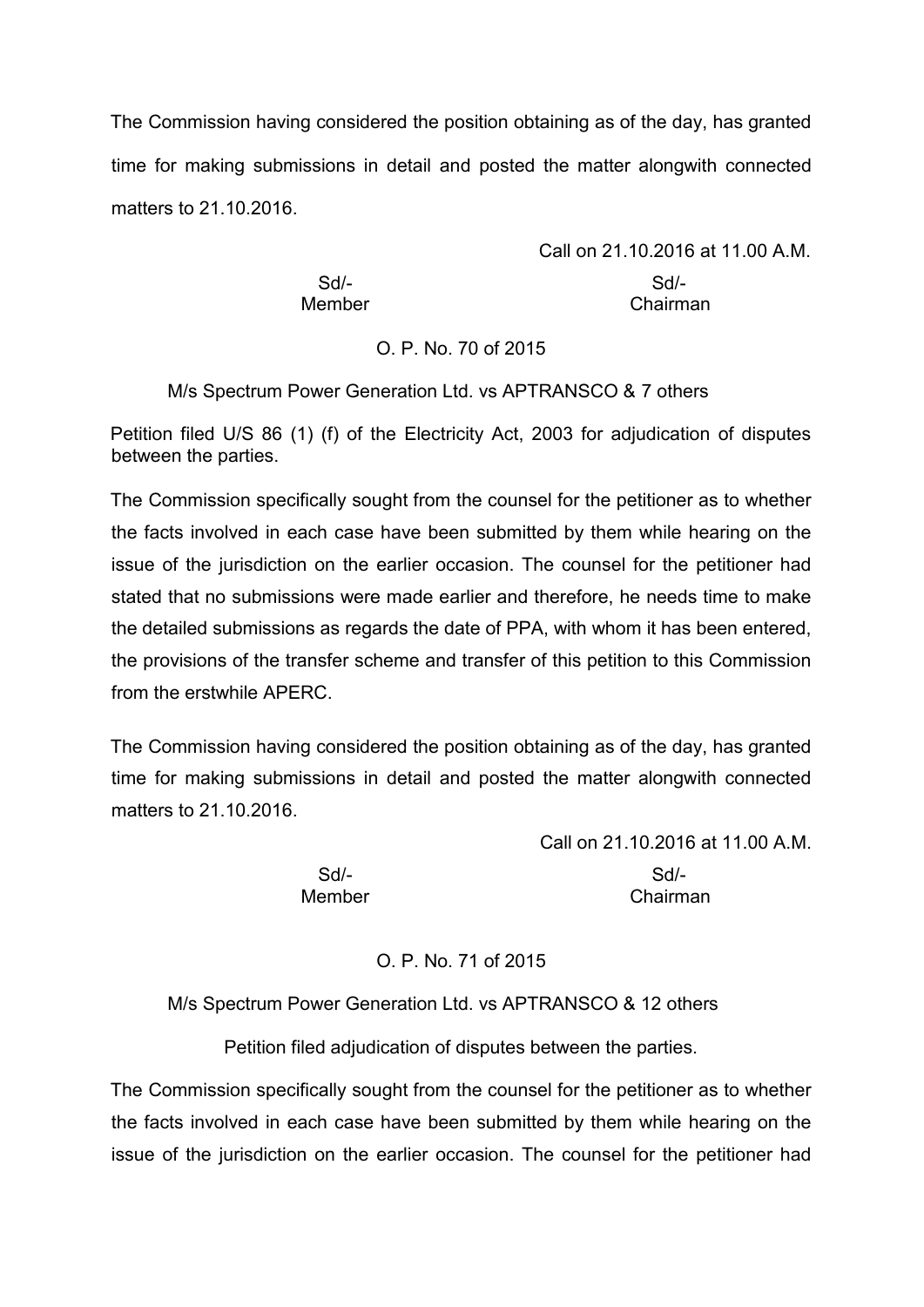The Commission having considered the position obtaining as of the day, has granted time for making submissions in detail and posted the matter alongwith connected matters to 21.10.2016.

Call on 21.10.2016 at 11.00 A.M.

| Sd/- | Sd/- |
|---|---|
| Member | Chairman |

O. P. No. 70 of 2015

M/s Spectrum Power Generation Ltd. vs APTRANSCO & 7 others

Petition filed U/S 86 (1) (f) of the Electricity Act, 2003 for adjudication of disputes between the parties.

The Commission specifically sought from the counsel for the petitioner as to whether the facts involved in each case have been submitted by them while hearing on the issue of the jurisdiction on the earlier occasion. The counsel for the petitioner had stated that no submissions were made earlier and therefore, he needs time to make the detailed submissions as regards the date of PPA, with whom it has been entered, the provisions of the transfer scheme and transfer of this petition to this Commission from the erstwhile APERC.

The Commission having considered the position obtaining as of the day, has granted time for making submissions in detail and posted the matter alongwith connected matters to 21.10.2016.

Call on 21.10.2016 at 11.00 A.M.

| Sd/- | Sd/- |
|---|---|
| Member | Chairman |

O. P. No. 71 of 2015

M/s Spectrum Power Generation Ltd. vs APTRANSCO & 12 others

Petition filed adjudication of disputes between the parties.

The Commission specifically sought from the counsel for the petitioner as to whether the facts involved in each case have been submitted by them while hearing on the issue of the jurisdiction on the earlier occasion. The counsel for the petitioner had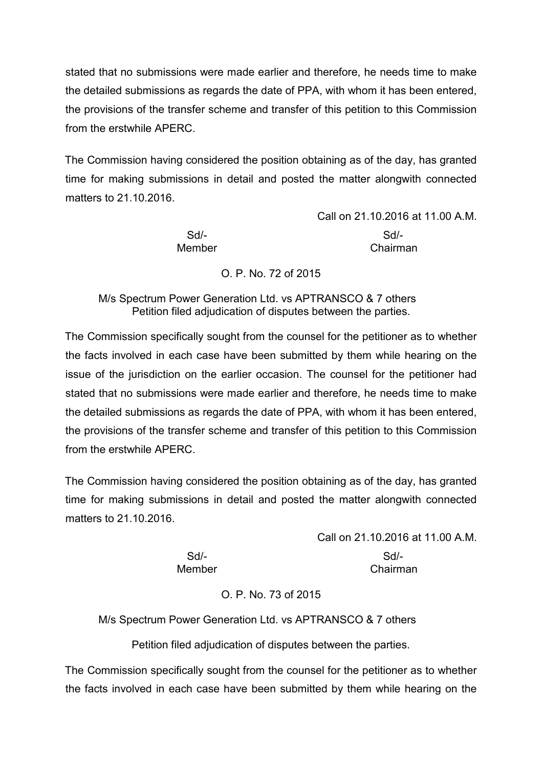stated that no submissions were made earlier and therefore, he needs time to make the detailed submissions as regards the date of PPA, with whom it has been entered, the provisions of the transfer scheme and transfer of this petition to this Commission from the erstwhile APERC.

The Commission having considered the position obtaining as of the day, has granted time for making submissions in detail and posted the matter alongwith connected matters to 21.10.2016.

Call on 21.10.2016 at 11.00 A.M.

| Sd/- | Sd/- |
|---|---|
| Member | Chairman |

O. P. No. 72 of 2015

M/s Spectrum Power Generation Ltd. vs APTRANSCO & 7 others
Petition filed adjudication of disputes between the parties.

The Commission specifically sought from the counsel for the petitioner as to whether the facts involved in each case have been submitted by them while hearing on the issue of the jurisdiction on the earlier occasion. The counsel for the petitioner had stated that no submissions were made earlier and therefore, he needs time to make the detailed submissions as regards the date of PPA, with whom it has been entered, the provisions of the transfer scheme and transfer of this petition to this Commission from the erstwhile APERC.

The Commission having considered the position obtaining as of the day, has granted time for making submissions in detail and posted the matter alongwith connected matters to 21.10.2016.

Call on 21.10.2016 at 11.00 A.M.

| Sd/- | Sd/- |
|---|---|
| Member | Chairman |

O. P. No. 73 of 2015

M/s Spectrum Power Generation Ltd. vs APTRANSCO & 7 others

Petition filed adjudication of disputes between the parties.

The Commission specifically sought from the counsel for the petitioner as to whether the facts involved in each case have been submitted by them while hearing on the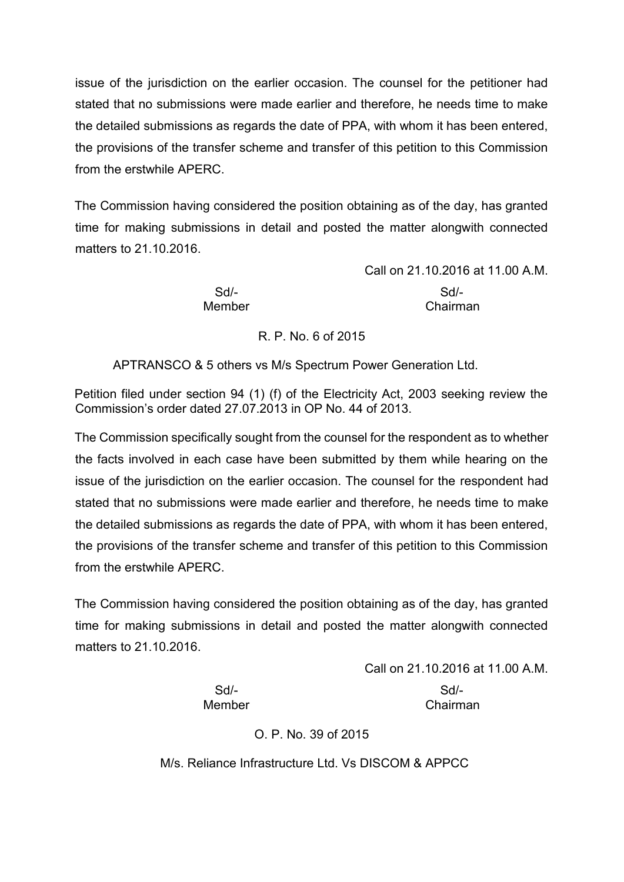issue of the jurisdiction on the earlier occasion. The counsel for the petitioner had stated that no submissions were made earlier and therefore, he needs time to make the detailed submissions as regards the date of PPA, with whom it has been entered, the provisions of the transfer scheme and transfer of this petition to this Commission from the erstwhile APERC.

The Commission having considered the position obtaining as of the day, has granted time for making submissions in detail and posted the matter alongwith connected matters to 21.10.2016.

Call on 21.10.2016 at 11.00 A.M.

| Sd/- | Sd/- |
|---|---|
| Member | Chairman |

R. P. No. 6 of 2015

APTRANSCO & 5 others vs M/s Spectrum Power Generation Ltd.

Petition filed under section 94 (1) (f) of the Electricity Act, 2003 seeking review the Commission's order dated 27.07.2013 in OP No. 44 of 2013.

The Commission specifically sought from the counsel for the respondent as to whether the facts involved in each case have been submitted by them while hearing on the issue of the jurisdiction on the earlier occasion. The counsel for the respondent had stated that no submissions were made earlier and therefore, he needs time to make the detailed submissions as regards the date of PPA, with whom it has been entered, the provisions of the transfer scheme and transfer of this petition to this Commission from the erstwhile APERC.

The Commission having considered the position obtaining as of the day, has granted time for making submissions in detail and posted the matter alongwith connected matters to 21.10.2016.

Call on 21.10.2016 at 11.00 A.M.

| Sd/- | Sd/- |
|---|---|
| Member | Chairman |

O. P. No. 39 of 2015

M/s. Reliance Infrastructure Ltd. Vs DISCOM & APPCC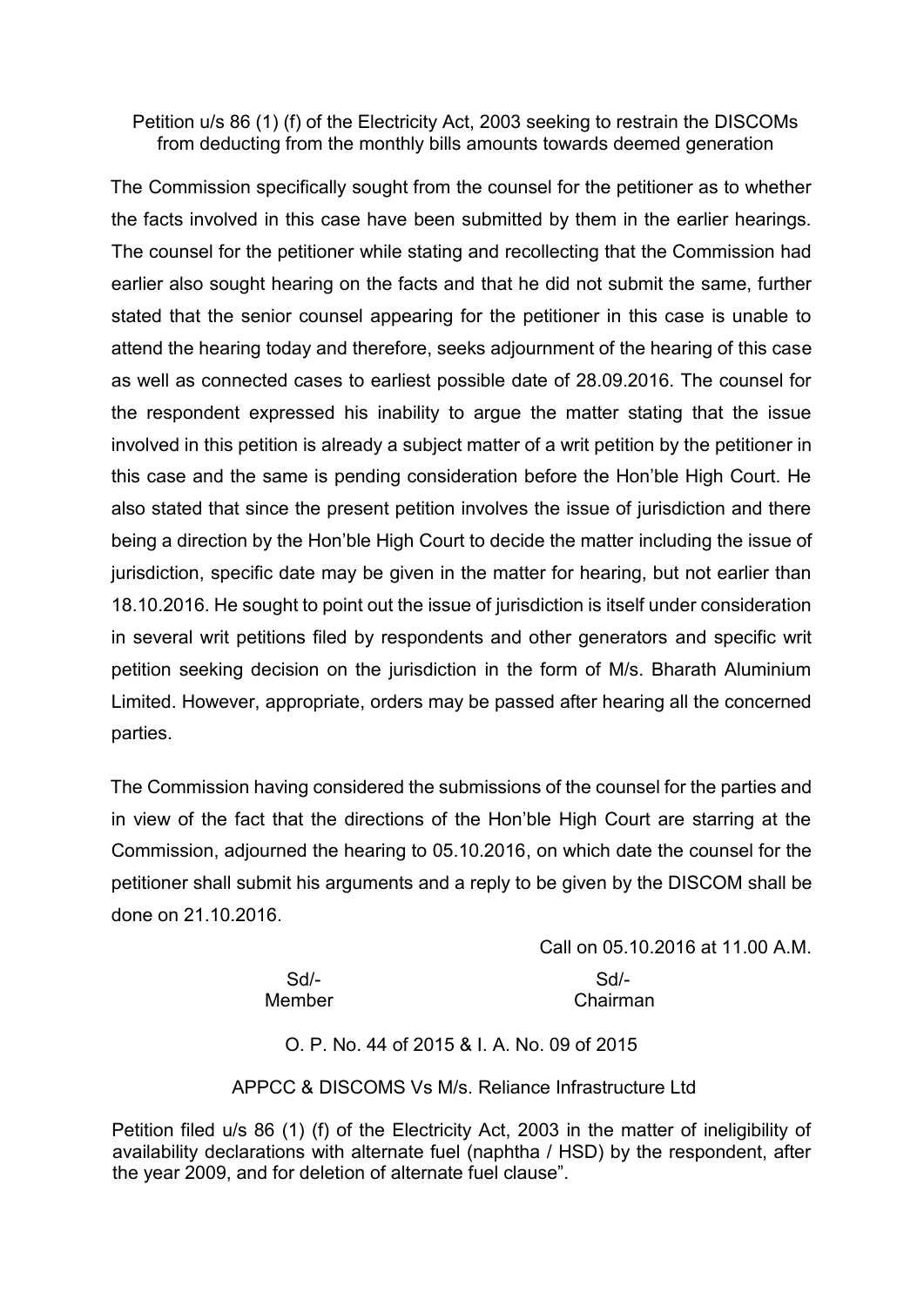Petition u/s 86 (1) (f) of the Electricity Act, 2003 seeking to restrain the DISCOMs from deducting from the monthly bills amounts towards deemed generation

The Commission specifically sought from the counsel for the petitioner as to whether the facts involved in this case have been submitted by them in the earlier hearings. The counsel for the petitioner while stating and recollecting that the Commission had earlier also sought hearing on the facts and that he did not submit the same, further stated that the senior counsel appearing for the petitioner in this case is unable to attend the hearing today and therefore, seeks adjournment of the hearing of this case as well as connected cases to earliest possible date of 28.09.2016. The counsel for the respondent expressed his inability to argue the matter stating that the issue involved in this petition is already a subject matter of a writ petition by the petitioner in this case and the same is pending consideration before the Hon'ble High Court. He also stated that since the present petition involves the issue of jurisdiction and there being a direction by the Hon'ble High Court to decide the matter including the issue of jurisdiction, specific date may be given in the matter for hearing, but not earlier than 18.10.2016. He sought to point out the issue of jurisdiction is itself under consideration in several writ petitions filed by respondents and other generators and specific writ petition seeking decision on the jurisdiction in the form of M/s. Bharath Aluminium Limited. However, appropriate, orders may be passed after hearing all the concerned parties.

The Commission having considered the submissions of the counsel for the parties and in view of the fact that the directions of the Hon'ble High Court are starring at the Commission, adjourned the hearing to 05.10.2016, on which date the counsel for the petitioner shall submit his arguments and a reply to be given by the DISCOM shall be done on 21.10.2016.

Call on 05.10.2016 at 11.00 A.M.

| Sd/- | Sd/- |
|---|---|
| Member | Chairman |

O. P. No. 44 of 2015 & I. A. No. 09 of 2015

APPCC & DISCOMS Vs M/s. Reliance Infrastructure Ltd

Petition filed u/s 86 (1) (f) of the Electricity Act, 2003 in the matter of ineligibility of availability declarations with alternate fuel (naphtha / HSD) by the respondent, after the year 2009, and for deletion of alternate fuel clause".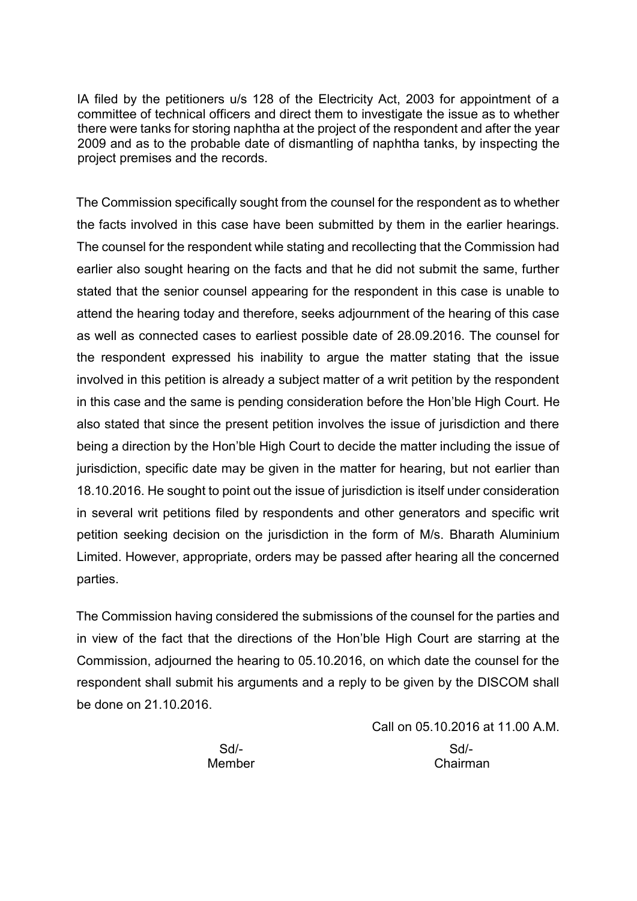IA filed by the petitioners u/s 128 of the Electricity Act, 2003 for appointment of a committee of technical officers and direct them to investigate the issue as to whether there were tanks for storing naphtha at the project of the respondent and after the year 2009 and as to the probable date of dismantling of naphtha tanks, by inspecting the project premises and the records.

The Commission specifically sought from the counsel for the respondent as to whether the facts involved in this case have been submitted by them in the earlier hearings. The counsel for the respondent while stating and recollecting that the Commission had earlier also sought hearing on the facts and that he did not submit the same, further stated that the senior counsel appearing for the respondent in this case is unable to attend the hearing today and therefore, seeks adjournment of the hearing of this case as well as connected cases to earliest possible date of 28.09.2016. The counsel for the respondent expressed his inability to argue the matter stating that the issue involved in this petition is already a subject matter of a writ petition by the respondent in this case and the same is pending consideration before the Hon'ble High Court. He also stated that since the present petition involves the issue of jurisdiction and there being a direction by the Hon'ble High Court to decide the matter including the issue of jurisdiction, specific date may be given in the matter for hearing, but not earlier than 18.10.2016. He sought to point out the issue of jurisdiction is itself under consideration in several writ petitions filed by respondents and other generators and specific writ petition seeking decision on the jurisdiction in the form of M/s. Bharath Aluminium Limited. However, appropriate, orders may be passed after hearing all the concerned parties.

The Commission having considered the submissions of the counsel for the parties and in view of the fact that the directions of the Hon'ble High Court are starring at the Commission, adjourned the hearing to 05.10.2016, on which date the counsel for the respondent shall submit his arguments and a reply to be given by the DISCOM shall be done on 21.10.2016.

Call on 05.10.2016 at 11.00 A.M.

| Sd/- | Sd/- |
|---|---|
| Member | Chairman |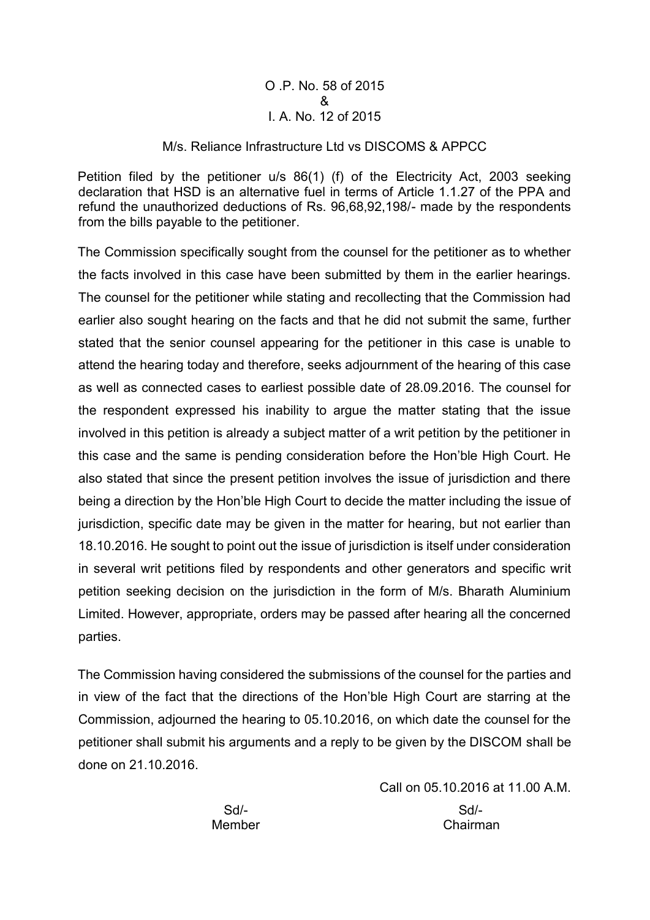O .P. No. 58 of 2015
&
I. A. No. 12 of 2015

M/s. Reliance Infrastructure Ltd vs DISCOMS & APPCC

Petition filed by the petitioner u/s 86(1) (f) of the Electricity Act, 2003 seeking declaration that HSD is an alternative fuel in terms of Article 1.1.27 of the PPA and refund the unauthorized deductions of Rs. 96,68,92,198/- made by the respondents from the bills payable to the petitioner.

The Commission specifically sought from the counsel for the petitioner as to whether the facts involved in this case have been submitted by them in the earlier hearings. The counsel for the petitioner while stating and recollecting that the Commission had earlier also sought hearing on the facts and that he did not submit the same, further stated that the senior counsel appearing for the petitioner in this case is unable to attend the hearing today and therefore, seeks adjournment of the hearing of this case as well as connected cases to earliest possible date of 28.09.2016. The counsel for the respondent expressed his inability to argue the matter stating that the issue involved in this petition is already a subject matter of a writ petition by the petitioner in this case and the same is pending consideration before the Hon'ble High Court. He also stated that since the present petition involves the issue of jurisdiction and there being a direction by the Hon'ble High Court to decide the matter including the issue of jurisdiction, specific date may be given in the matter for hearing, but not earlier than 18.10.2016. He sought to point out the issue of jurisdiction is itself under consideration in several writ petitions filed by respondents and other generators and specific writ petition seeking decision on the jurisdiction in the form of M/s. Bharath Aluminium Limited. However, appropriate, orders may be passed after hearing all the concerned parties.

The Commission having considered the submissions of the counsel for the parties and in view of the fact that the directions of the Hon'ble High Court are starring at the Commission, adjourned the hearing to 05.10.2016, on which date the counsel for the petitioner shall submit his arguments and a reply to be given by the DISCOM shall be done on 21.10.2016.

Call on 05.10.2016 at 11.00 A.M.

| | |
|---|---|
| Sd/- | Sd/- |
| Member | Chairman |